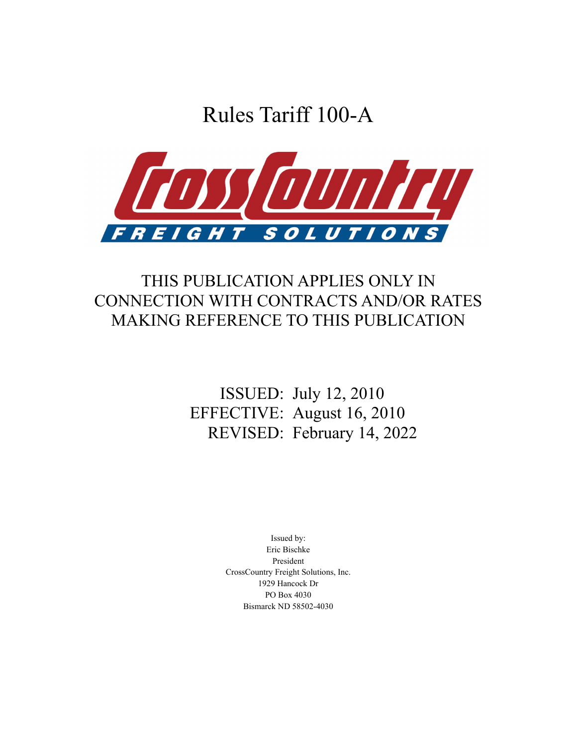# Rules Tariff 100-A

CrossCountry FREIGHT SOLUTIONS

## THIS PUBLICATION APPLIES ONLY IN CONNECTION WITH CONTRACTS AND/OR RATES MAKING REFERENCE TO THIS PUBLICATION

ISSUED: July 12, 2010
EFFECTIVE: August 16, 2010
REVISED: February 14, 2022

Issued by:
Eric Bischke
President
CrossCountry Freight Solutions, Inc.
1929 Hancock Dr
PO Box 4030
Bismarck ND 58502-4030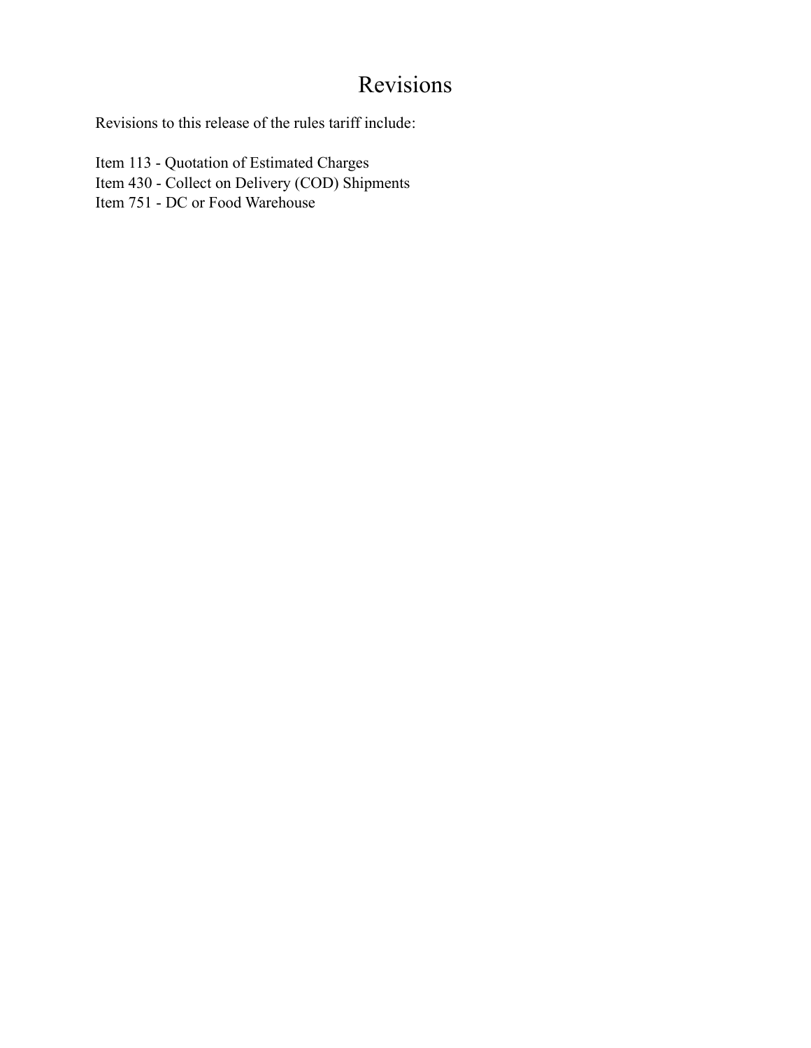# Revisions

Revisions to this release of the rules tariff include:

Item 113 - Quotation of Estimated Charges
Item 430 - Collect on Delivery (COD) Shipments
Item 751 - DC or Food Warehouse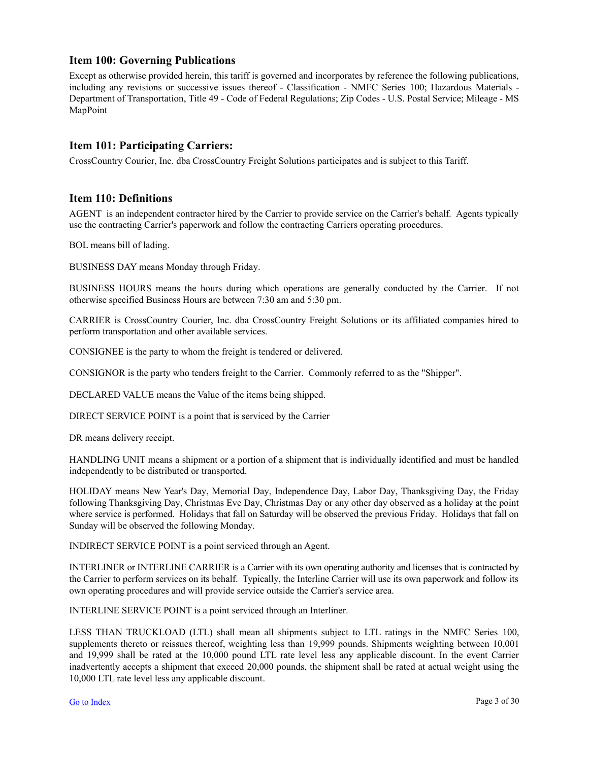## Item 100: Governing Publications

Except as otherwise provided herein, this tariff is governed and incorporates by reference the following publications, including any revisions or successive issues thereof - Classification - NMFC Series 100; Hazardous Materials - Department of Transportation, Title 49 - Code of Federal Regulations; Zip Codes - U.S. Postal Service; Mileage - MS MapPoint

## Item 101: Participating Carriers:

CrossCountry Courier, Inc. dba CrossCountry Freight Solutions participates and is subject to this Tariff.

## Item 110: Definitions

AGENT is an independent contractor hired by the Carrier to provide service on the Carrier's behalf. Agents typically use the contracting Carrier's paperwork and follow the contracting Carriers operating procedures.

BOL means bill of lading.

BUSINESS DAY means Monday through Friday.

BUSINESS HOURS means the hours during which operations are generally conducted by the Carrier. If not otherwise specified Business Hours are between 7:30 am and 5:30 pm.

CARRIER is CrossCountry Courier, Inc. dba CrossCountry Freight Solutions or its affiliated companies hired to perform transportation and other available services.

CONSIGNEE is the party to whom the freight is tendered or delivered.

CONSIGNOR is the party who tenders freight to the Carrier. Commonly referred to as the "Shipper".

DECLARED VALUE means the Value of the items being shipped.

DIRECT SERVICE POINT is a point that is serviced by the Carrier

DR means delivery receipt.

HANDLING UNIT means a shipment or a portion of a shipment that is individually identified and must be handled independently to be distributed or transported.

HOLIDAY means New Year's Day, Memorial Day, Independence Day, Labor Day, Thanksgiving Day, the Friday following Thanksgiving Day, Christmas Eve Day, Christmas Day or any other day observed as a holiday at the point where service is performed. Holidays that fall on Saturday will be observed the previous Friday. Holidays that fall on Sunday will be observed the following Monday.

INDIRECT SERVICE POINT is a point serviced through an Agent.

INTERLINER or INTERLINE CARRIER is a Carrier with its own operating authority and licenses that is contracted by the Carrier to perform services on its behalf. Typically, the Interline Carrier will use its own paperwork and follow its own operating procedures and will provide service outside the Carrier's service area.

INTERLINE SERVICE POINT is a point serviced through an Interliner.

LESS THAN TRUCKLOAD (LTL) shall mean all shipments subject to LTL ratings in the NMFC Series 100, supplements thereto or reissues thereof, weighting less than 19,999 pounds. Shipments weighting between 10,001 and 19,999 shall be rated at the 10,000 pound LTL rate level less any applicable discount. In the event Carrier inadvertently accepts a shipment that exceed 20,000 pounds, the shipment shall be rated at actual weight using the 10,000 LTL rate level less any applicable discount.

[Go to Index]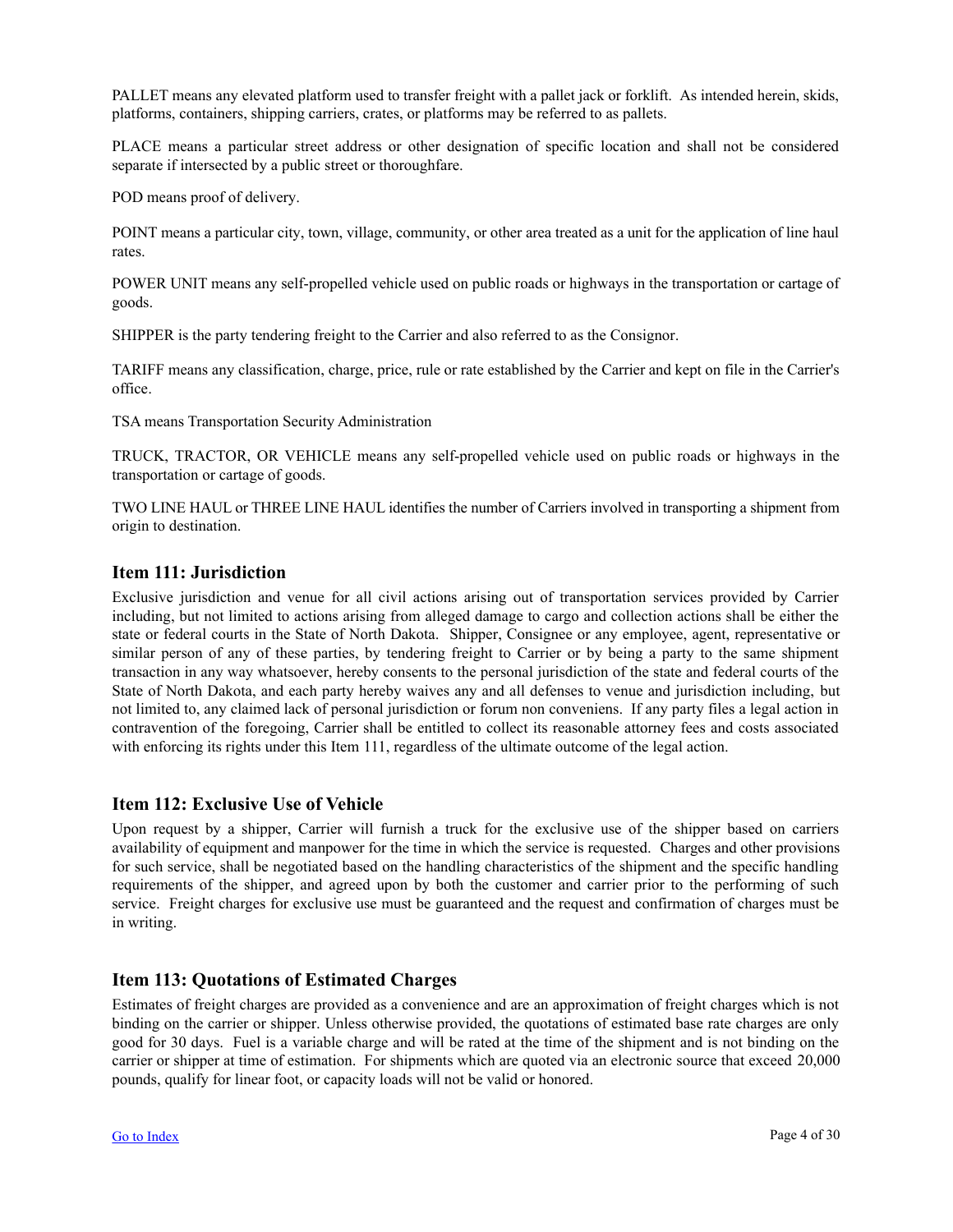PALLET means any elevated platform used to transfer freight with a pallet jack or forklift. As intended herein, skids, platforms, containers, shipping carriers, crates, or platforms may be referred to as pallets.

PLACE means a particular street address or other designation of specific location and shall not be considered separate if intersected by a public street or thoroughfare.

POD means proof of delivery.

POINT means a particular city, town, village, community, or other area treated as a unit for the application of line haul rates.

POWER UNIT means any self-propelled vehicle used on public roads or highways in the transportation or cartage of goods.

SHIPPER is the party tendering freight to the Carrier and also referred to as the Consignor.

TARIFF means any classification, charge, price, rule or rate established by the Carrier and kept on file in the Carrier's office.

TSA means Transportation Security Administration

TRUCK, TRACTOR, OR VEHICLE means any self-propelled vehicle used on public roads or highways in the transportation or cartage of goods.

TWO LINE HAUL or THREE LINE HAUL identifies the number of Carriers involved in transporting a shipment from origin to destination.

## Item 111: Jurisdiction

Exclusive jurisdiction and venue for all civil actions arising out of transportation services provided by Carrier including, but not limited to actions arising from alleged damage to cargo and collection actions shall be either the state or federal courts in the State of North Dakota. Shipper, Consignee or any employee, agent, representative or similar person of any of these parties, by tendering freight to Carrier or by being a party to the same shipment transaction in any way whatsoever, hereby consents to the personal jurisdiction of the state and federal courts of the State of North Dakota, and each party hereby waives any and all defenses to venue and jurisdiction including, but not limited to, any claimed lack of personal jurisdiction or forum non conveniens. If any party files a legal action in contravention of the foregoing, Carrier shall be entitled to collect its reasonable attorney fees and costs associated with enforcing its rights under this Item 111, regardless of the ultimate outcome of the legal action.

## Item 112: Exclusive Use of Vehicle

Upon request by a shipper, Carrier will furnish a truck for the exclusive use of the shipper based on carriers availability of equipment and manpower for the time in which the service is requested. Charges and other provisions for such service, shall be negotiated based on the handling characteristics of the shipment and the specific handling requirements of the shipper, and agreed upon by both the customer and carrier prior to the performing of such service. Freight charges for exclusive use must be guaranteed and the request and confirmation of charges must be in writing.

## Item 113: Quotations of Estimated Charges

Estimates of freight charges are provided as a convenience and are an approximation of freight charges which is not binding on the carrier or shipper. Unless otherwise provided, the quotations of estimated base rate charges are only good for 30 days. Fuel is a variable charge and will be rated at the time of the shipment and is not binding on the carrier or shipper at time of estimation. For shipments which are quoted via an electronic source that exceed 20,000 pounds, qualify for linear foot, or capacity loads will not be valid or honored.

[Go to Index]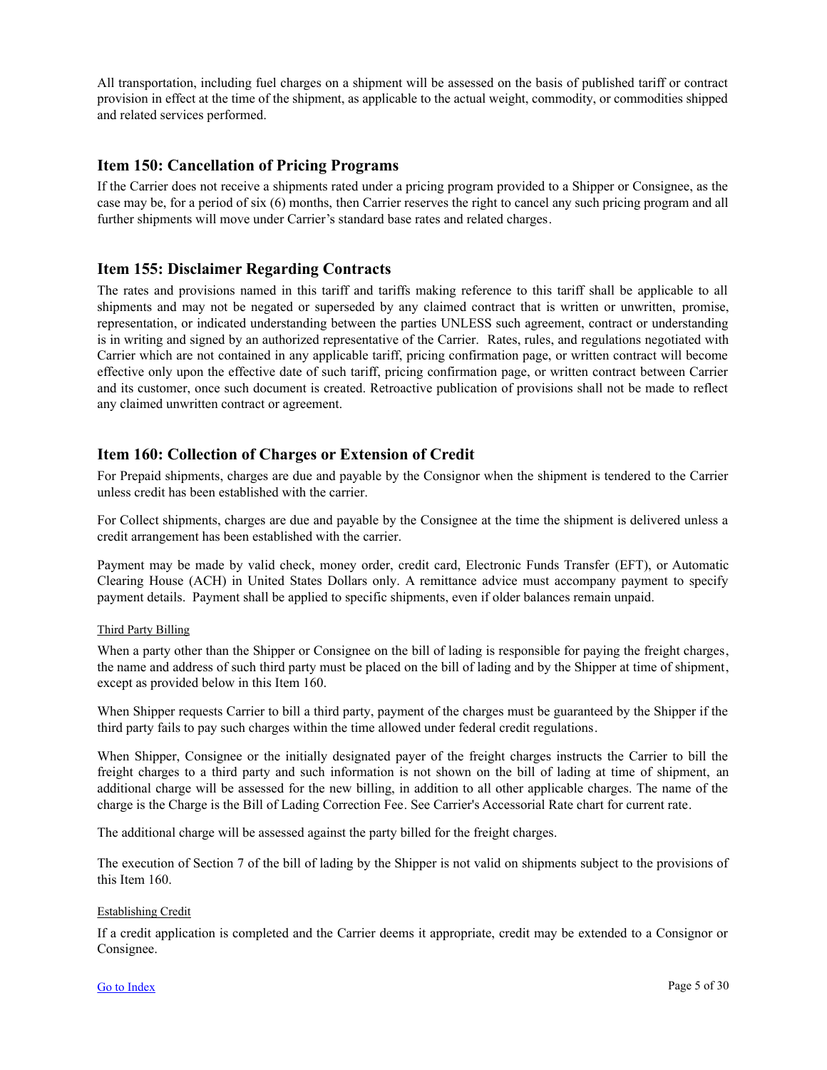All transportation, including fuel charges on a shipment will be assessed on the basis of published tariff or contract provision in effect at the time of the shipment, as applicable to the actual weight, commodity, or commodities shipped and related services performed.

## Item 150: Cancellation of Pricing Programs

If the Carrier does not receive a shipments rated under a pricing program provided to a Shipper or Consignee, as the case may be, for a period of six (6) months, then Carrier reserves the right to cancel any such pricing program and all further shipments will move under Carrier's standard base rates and related charges.

## Item 155: Disclaimer Regarding Contracts

The rates and provisions named in this tariff and tariffs making reference to this tariff shall be applicable to all shipments and may not be negated or superseded by any claimed contract that is written or unwritten, promise, representation, or indicated understanding between the parties UNLESS such agreement, contract or understanding is in writing and signed by an authorized representative of the Carrier. Rates, rules, and regulations negotiated with Carrier which are not contained in any applicable tariff, pricing confirmation page, or written contract will become effective only upon the effective date of such tariff, pricing confirmation page, or written contract between Carrier and its customer, once such document is created. Retroactive publication of provisions shall not be made to reflect any claimed unwritten contract or agreement.

## Item 160: Collection of Charges or Extension of Credit

For Prepaid shipments, charges are due and payable by the Consignor when the shipment is tendered to the Carrier unless credit has been established with the carrier.

For Collect shipments, charges are due and payable by the Consignee at the time the shipment is delivered unless a credit arrangement has been established with the carrier.

Payment may be made by valid check, money order, credit card, Electronic Funds Transfer (EFT), or Automatic Clearing House (ACH) in United States Dollars only. A remittance advice must accompany payment to specify payment details. Payment shall be applied to specific shipments, even if older balances remain unpaid.

Third Party Billing

When a party other than the Shipper or Consignee on the bill of lading is responsible for paying the freight charges, the name and address of such third party must be placed on the bill of lading and by the Shipper at time of shipment, except as provided below in this Item 160.

When Shipper requests Carrier to bill a third party, payment of the charges must be guaranteed by the Shipper if the third party fails to pay such charges within the time allowed under federal credit regulations.

When Shipper, Consignee or the initially designated payer of the freight charges instructs the Carrier to bill the freight charges to a third party and such information is not shown on the bill of lading at time of shipment, an additional charge will be assessed for the new billing, in addition to all other applicable charges. The name of the charge is the Charge is the Bill of Lading Correction Fee. See Carrier's Accessorial Rate chart for current rate.

The additional charge will be assessed against the party billed for the freight charges.

The execution of Section 7 of the bill of lading by the Shipper is not valid on shipments subject to the provisions of this Item 160.

Establishing Credit

If a credit application is completed and the Carrier deems it appropriate, credit may be extended to a Consignor or Consignee.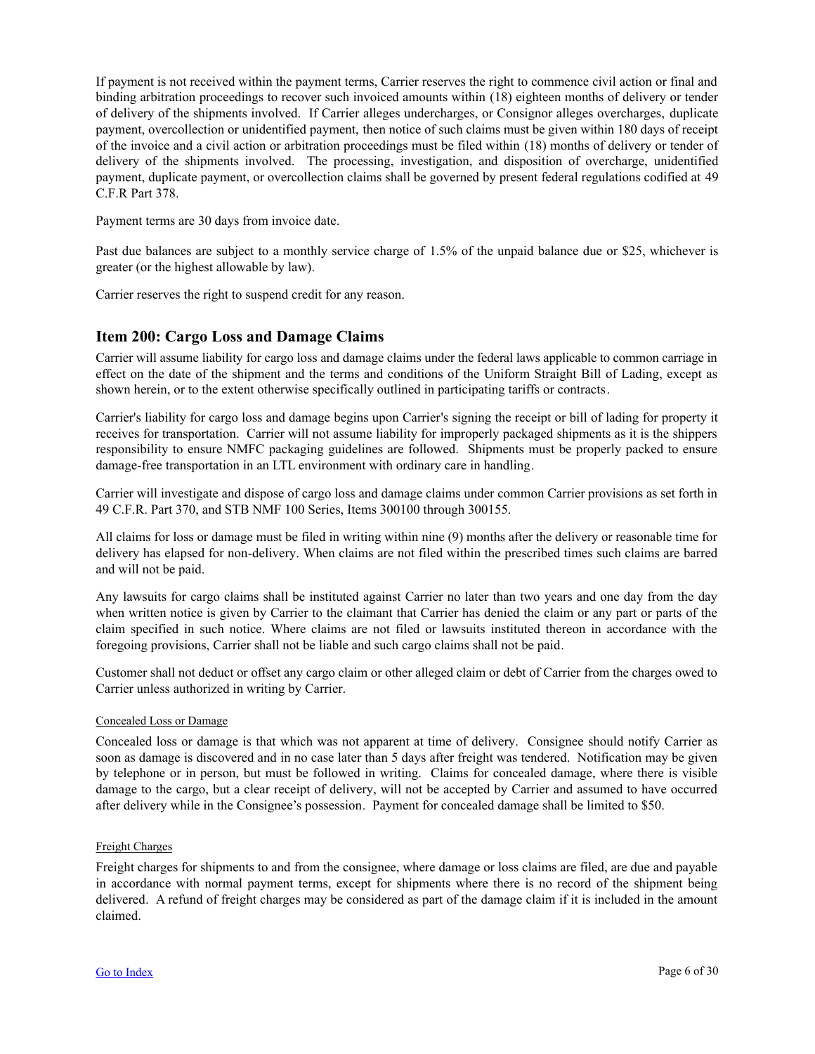If payment is not received within the payment terms, Carrier reserves the right to commence civil action or final and binding arbitration proceedings to recover such invoiced amounts within (18) eighteen months of delivery or tender of delivery of the shipments involved. If Carrier alleges undercharges, or Consignor alleges overcharges, duplicate payment, overcollection or unidentified payment, then notice of such claims must be given within 180 days of receipt of the invoice and a civil action or arbitration proceedings must be filed within (18) months of delivery or tender of delivery of the shipments involved. The processing, investigation, and disposition of overcharge, unidentified payment, duplicate payment, or overcollection claims shall be governed by present federal regulations codified at 49 C.F.R Part 378.

Payment terms are 30 days from invoice date.

Past due balances are subject to a monthly service charge of 1.5% of the unpaid balance due or $25, whichever is greater (or the highest allowable by law).

Carrier reserves the right to suspend credit for any reason.

## Item 200: Cargo Loss and Damage Claims

Carrier will assume liability for cargo loss and damage claims under the federal laws applicable to common carriage in effect on the date of the shipment and the terms and conditions of the Uniform Straight Bill of Lading, except as shown herein, or to the extent otherwise specifically outlined in participating tariffs or contracts.

Carrier's liability for cargo loss and damage begins upon Carrier's signing the receipt or bill of lading for property it receives for transportation. Carrier will not assume liability for improperly packaged shipments as it is the shippers responsibility to ensure NMFC packaging guidelines are followed. Shipments must be properly packed to ensure damage-free transportation in an LTL environment with ordinary care in handling.

Carrier will investigate and dispose of cargo loss and damage claims under common Carrier provisions as set forth in 49 C.F.R. Part 370, and STB NMF 100 Series, Items 300100 through 300155.

All claims for loss or damage must be filed in writing within nine (9) months after the delivery or reasonable time for delivery has elapsed for non-delivery. When claims are not filed within the prescribed times such claims are barred and will not be paid.

Any lawsuits for cargo claims shall be instituted against Carrier no later than two years and one day from the day when written notice is given by Carrier to the claimant that Carrier has denied the claim or any part or parts of the claim specified in such notice. Where claims are not filed or lawsuits instituted thereon in accordance with the foregoing provisions, Carrier shall not be liable and such cargo claims shall not be paid.

Customer shall not deduct or offset any cargo claim or other alleged claim or debt of Carrier from the charges owed to Carrier unless authorized in writing by Carrier.

#### Concealed Loss or Damage

Concealed loss or damage is that which was not apparent at time of delivery. Consignee should notify Carrier as soon as damage is discovered and in no case later than 5 days after freight was tendered. Notification may be given by telephone or in person, but must be followed in writing. Claims for concealed damage, where there is visible damage to the cargo, but a clear receipt of delivery, will not be accepted by Carrier and assumed to have occurred after delivery while in the Consignee's possession. Payment for concealed damage shall be limited to $50.

#### Freight Charges

Freight charges for shipments to and from the consignee, where damage or loss claims are filed, are due and payable in accordance with normal payment terms, except for shipments where there is no record of the shipment being delivered. A refund of freight charges may be considered as part of the damage claim if it is included in the amount claimed.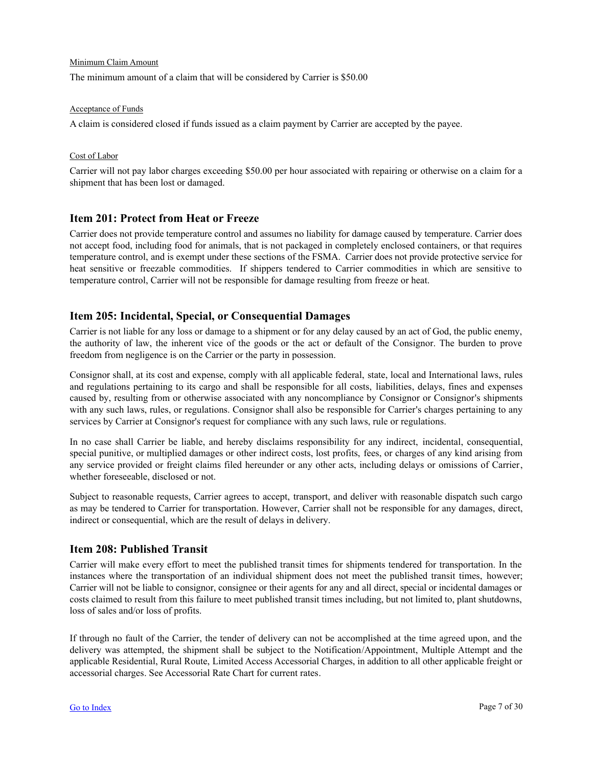Minimum Claim Amount

The minimum amount of a claim that will be considered by Carrier is $50.00

Acceptance of Funds

A claim is considered closed if funds issued as a claim payment by Carrier are accepted by the payee.

Cost of Labor

Carrier will not pay labor charges exceeding $50.00 per hour associated with repairing or otherwise on a claim for a shipment that has been lost or damaged.

## Item 201: Protect from Heat or Freeze

Carrier does not provide temperature control and assumes no liability for damage caused by temperature. Carrier does not accept food, including food for animals, that is not packaged in completely enclosed containers, or that requires temperature control, and is exempt under these sections of the FSMA. Carrier does not provide protective service for heat sensitive or freezable commodities. If shippers tendered to Carrier commodities in which are sensitive to temperature control, Carrier will not be responsible for damage resulting from freeze or heat.

## Item 205: Incidental, Special, or Consequential Damages

Carrier is not liable for any loss or damage to a shipment or for any delay caused by an act of God, the public enemy, the authority of law, the inherent vice of the goods or the act or default of the Consignor. The burden to prove freedom from negligence is on the Carrier or the party in possession.

Consignor shall, at its cost and expense, comply with all applicable federal, state, local and International laws, rules and regulations pertaining to its cargo and shall be responsible for all costs, liabilities, delays, fines and expenses caused by, resulting from or otherwise associated with any noncompliance by Consignor or Consignor's shipments with any such laws, rules, or regulations. Consignor shall also be responsible for Carrier's charges pertaining to any services by Carrier at Consignor's request for compliance with any such laws, rule or regulations.

In no case shall Carrier be liable, and hereby disclaims responsibility for any indirect, incidental, consequential, special punitive, or multiplied damages or other indirect costs, lost profits, fees, or charges of any kind arising from any service provided or freight claims filed hereunder or any other acts, including delays or omissions of Carrier, whether foreseeable, disclosed or not.

Subject to reasonable requests, Carrier agrees to accept, transport, and deliver with reasonable dispatch such cargo as may be tendered to Carrier for transportation. However, Carrier shall not be responsible for any damages, direct, indirect or consequential, which are the result of delays in delivery.

## Item 208: Published Transit

Carrier will make every effort to meet the published transit times for shipments tendered for transportation. In the instances where the transportation of an individual shipment does not meet the published transit times, however; Carrier will not be liable to consignor, consignee or their agents for any and all direct, special or incidental damages or costs claimed to result from this failure to meet published transit times including, but not limited to, plant shutdowns, loss of sales and/or loss of profits.

If through no fault of the Carrier, the tender of delivery can not be accomplished at the time agreed upon, and the delivery was attempted, the shipment shall be subject to the Notification/Appointment, Multiple Attempt and the applicable Residential, Rural Route, Limited Access Accessorial Charges, in addition to all other applicable freight or accessorial charges. See Accessorial Rate Chart for current rates.

Go to Index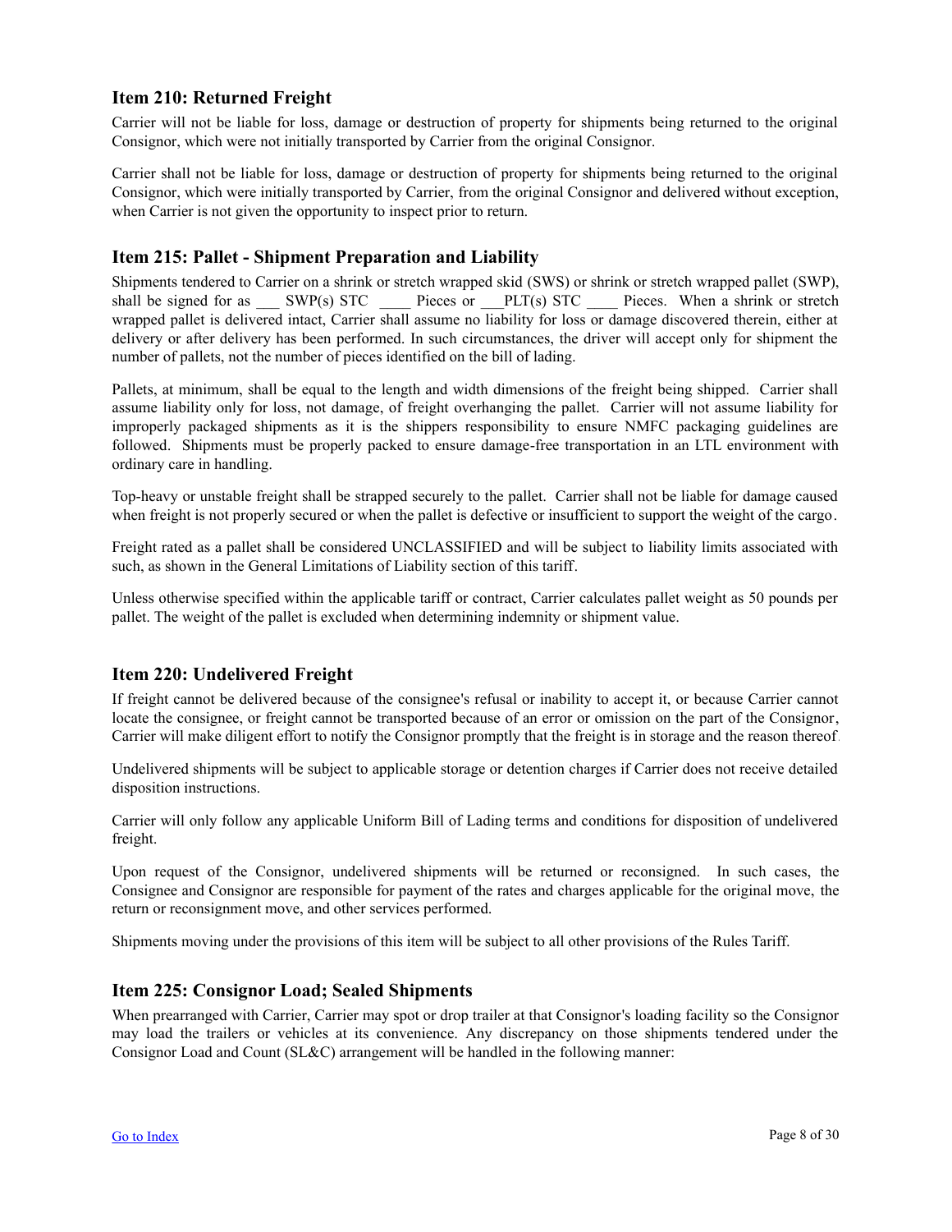## Item 210: Returned Freight

Carrier will not be liable for loss, damage or destruction of property for shipments being returned to the original Consignor, which were not initially transported by Carrier from the original Consignor.

Carrier shall not be liable for loss, damage or destruction of property for shipments being returned to the original Consignor, which were initially transported by Carrier, from the original Consignor and delivered without exception, when Carrier is not given the opportunity to inspect prior to return.

## Item 215: Pallet - Shipment Preparation and Liability

Shipments tendered to Carrier on a shrink or stretch wrapped skid (SWS) or shrink or stretch wrapped pallet (SWP), shall be signed for as ___ SWP(s) STC ____ Pieces or ___PLT(s) STC ____ Pieces. When a shrink or stretch wrapped pallet is delivered intact, Carrier shall assume no liability for loss or damage discovered therein, either at delivery or after delivery has been performed. In such circumstances, the driver will accept only for shipment the number of pallets, not the number of pieces identified on the bill of lading.

Pallets, at minimum, shall be equal to the length and width dimensions of the freight being shipped. Carrier shall assume liability only for loss, not damage, of freight overhanging the pallet. Carrier will not assume liability for improperly packaged shipments as it is the shippers responsibility to ensure NMFC packaging guidelines are followed. Shipments must be properly packed to ensure damage-free transportation in an LTL environment with ordinary care in handling.

Top-heavy or unstable freight shall be strapped securely to the pallet. Carrier shall not be liable for damage caused when freight is not properly secured or when the pallet is defective or insufficient to support the weight of the cargo.

Freight rated as a pallet shall be considered UNCLASSIFIED and will be subject to liability limits associated with such, as shown in the General Limitations of Liability section of this tariff.

Unless otherwise specified within the applicable tariff or contract, Carrier calculates pallet weight as 50 pounds per pallet. The weight of the pallet is excluded when determining indemnity or shipment value.

## Item 220: Undelivered Freight

If freight cannot be delivered because of the consignee's refusal or inability to accept it, or because Carrier cannot locate the consignee, or freight cannot be transported because of an error or omission on the part of the Consignor, Carrier will make diligent effort to notify the Consignor promptly that the freight is in storage and the reason thereof.

Undelivered shipments will be subject to applicable storage or detention charges if Carrier does not receive detailed disposition instructions.

Carrier will only follow any applicable Uniform Bill of Lading terms and conditions for disposition of undelivered freight.

Upon request of the Consignor, undelivered shipments will be returned or reconsigned. In such cases, the Consignee and Consignor are responsible for payment of the rates and charges applicable for the original move, the return or reconsignment move, and other services performed.

Shipments moving under the provisions of this item will be subject to all other provisions of the Rules Tariff.

## Item 225: Consignor Load; Sealed Shipments

When prearranged with Carrier, Carrier may spot or drop trailer at that Consignor's loading facility so the Consignor may load the trailers or vehicles at its convenience. Any discrepancy on those shipments tendered under the Consignor Load and Count (SL&C) arrangement will be handled in the following manner: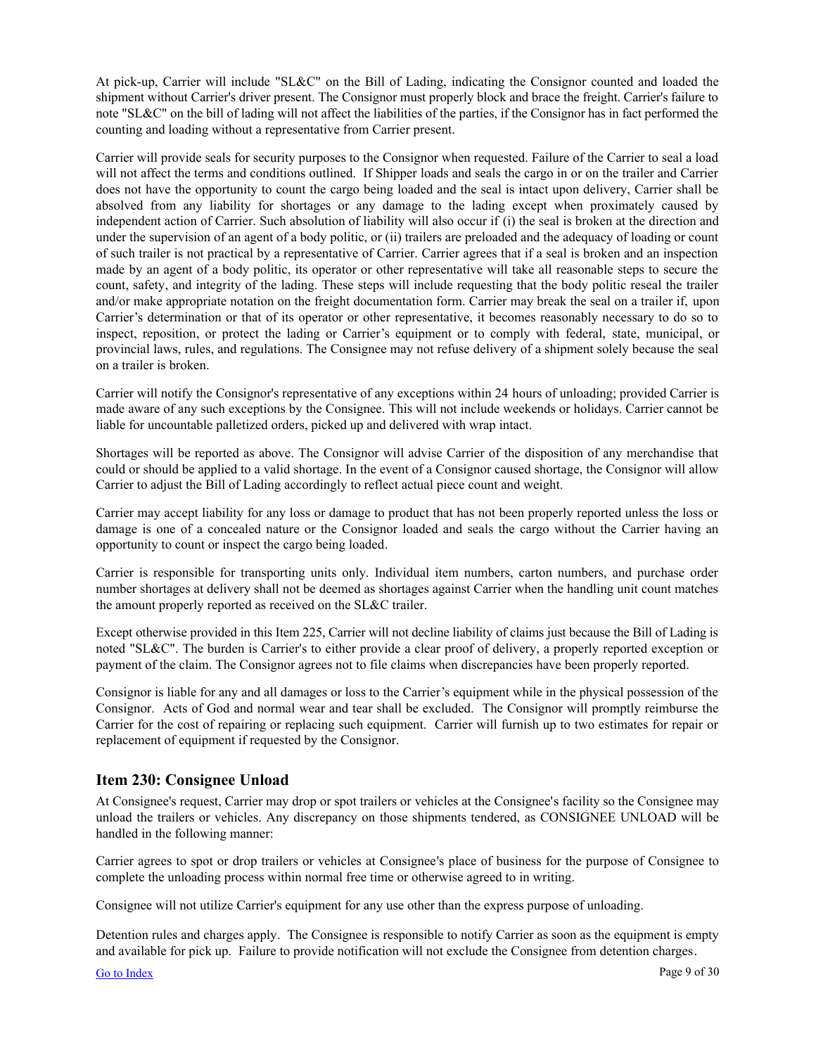At pick-up, Carrier will include "SL&C" on the Bill of Lading, indicating the Consignor counted and loaded the shipment without Carrier's driver present. The Consignor must properly block and brace the freight. Carrier's failure to note "SL&C" on the bill of lading will not affect the liabilities of the parties, if the Consignor has in fact performed the counting and loading without a representative from Carrier present.

Carrier will provide seals for security purposes to the Consignor when requested. Failure of the Carrier to seal a load will not affect the terms and conditions outlined. If Shipper loads and seals the cargo in or on the trailer and Carrier does not have the opportunity to count the cargo being loaded and the seal is intact upon delivery, Carrier shall be absolved from any liability for shortages or any damage to the lading except when proximately caused by independent action of Carrier. Such absolution of liability will also occur if (i) the seal is broken at the direction and under the supervision of an agent of a body politic, or (ii) trailers are preloaded and the adequacy of loading or count of such trailer is not practical by a representative of Carrier. Carrier agrees that if a seal is broken and an inspection made by an agent of a body politic, its operator or other representative will take all reasonable steps to secure the count, safety, and integrity of the lading. These steps will include requesting that the body politic reseal the trailer and/or make appropriate notation on the freight documentation form. Carrier may break the seal on a trailer if, upon Carrier's determination or that of its operator or other representative, it becomes reasonably necessary to do so to inspect, reposition, or protect the lading or Carrier's equipment or to comply with federal, state, municipal, or provincial laws, rules, and regulations. The Consignee may not refuse delivery of a shipment solely because the seal on a trailer is broken.

Carrier will notify the Consignor's representative of any exceptions within 24 hours of unloading; provided Carrier is made aware of any such exceptions by the Consignee. This will not include weekends or holidays. Carrier cannot be liable for uncountable palletized orders, picked up and delivered with wrap intact.

Shortages will be reported as above. The Consignor will advise Carrier of the disposition of any merchandise that could or should be applied to a valid shortage. In the event of a Consignor caused shortage, the Consignor will allow Carrier to adjust the Bill of Lading accordingly to reflect actual piece count and weight.

Carrier may accept liability for any loss or damage to product that has not been properly reported unless the loss or damage is one of a concealed nature or the Consignor loaded and seals the cargo without the Carrier having an opportunity to count or inspect the cargo being loaded.

Carrier is responsible for transporting units only. Individual item numbers, carton numbers, and purchase order number shortages at delivery shall not be deemed as shortages against Carrier when the handling unit count matches the amount properly reported as received on the SL&C trailer.

Except otherwise provided in this Item 225, Carrier will not decline liability of claims just because the Bill of Lading is noted "SL&C". The burden is Carrier's to either provide a clear proof of delivery, a properly reported exception or payment of the claim. The Consignor agrees not to file claims when discrepancies have been properly reported.

Consignor is liable for any and all damages or loss to the Carrier's equipment while in the physical possession of the Consignor. Acts of God and normal wear and tear shall be excluded. The Consignor will promptly reimburse the Carrier for the cost of repairing or replacing such equipment. Carrier will furnish up to two estimates for repair or replacement of equipment if requested by the Consignor.

## Item 230: Consignee Unload

At Consignee's request, Carrier may drop or spot trailers or vehicles at the Consignee's facility so the Consignee may unload the trailers or vehicles. Any discrepancy on those shipments tendered, as CONSIGNEE UNLOAD will be handled in the following manner:

Carrier agrees to spot or drop trailers or vehicles at Consignee's place of business for the purpose of Consignee to complete the unloading process within normal free time or otherwise agreed to in writing.

Consignee will not utilize Carrier's equipment for any use other than the express purpose of unloading.

Detention rules and charges apply. The Consignee is responsible to notify Carrier as soon as the equipment is empty and available for pick up. Failure to provide notification will not exclude the Consignee from detention charges.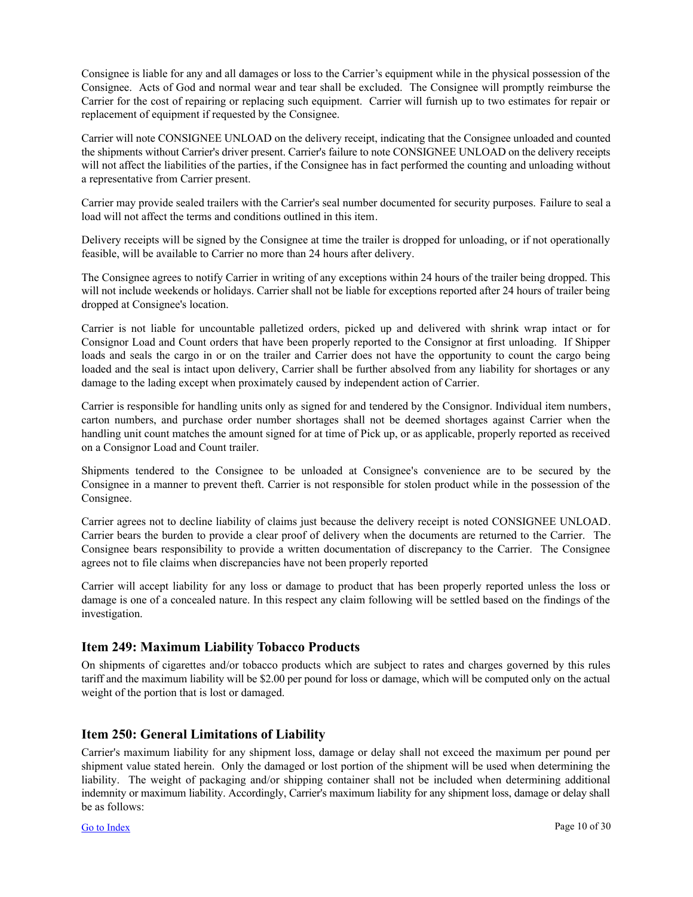Consignee is liable for any and all damages or loss to the Carrier's equipment while in the physical possession of the Consignee. Acts of God and normal wear and tear shall be excluded. The Consignee will promptly reimburse the Carrier for the cost of repairing or replacing such equipment. Carrier will furnish up to two estimates for repair or replacement of equipment if requested by the Consignee.

Carrier will note CONSIGNEE UNLOAD on the delivery receipt, indicating that the Consignee unloaded and counted the shipments without Carrier's driver present. Carrier's failure to note CONSIGNEE UNLOAD on the delivery receipts will not affect the liabilities of the parties, if the Consignee has in fact performed the counting and unloading without a representative from Carrier present.

Carrier may provide sealed trailers with the Carrier's seal number documented for security purposes. Failure to seal a load will not affect the terms and conditions outlined in this item.

Delivery receipts will be signed by the Consignee at time the trailer is dropped for unloading, or if not operationally feasible, will be available to Carrier no more than 24 hours after delivery.

The Consignee agrees to notify Carrier in writing of any exceptions within 24 hours of the trailer being dropped. This will not include weekends or holidays. Carrier shall not be liable for exceptions reported after 24 hours of trailer being dropped at Consignee's location.

Carrier is not liable for uncountable palletized orders, picked up and delivered with shrink wrap intact or for Consignor Load and Count orders that have been properly reported to the Consignor at first unloading. If Shipper loads and seals the cargo in or on the trailer and Carrier does not have the opportunity to count the cargo being loaded and the seal is intact upon delivery, Carrier shall be further absolved from any liability for shortages or any damage to the lading except when proximately caused by independent action of Carrier.

Carrier is responsible for handling units only as signed for and tendered by the Consignor. Individual item numbers, carton numbers, and purchase order number shortages shall not be deemed shortages against Carrier when the handling unit count matches the amount signed for at time of Pick up, or as applicable, properly reported as received on a Consignor Load and Count trailer.

Shipments tendered to the Consignee to be unloaded at Consignee's convenience are to be secured by the Consignee in a manner to prevent theft. Carrier is not responsible for stolen product while in the possession of the Consignee.

Carrier agrees not to decline liability of claims just because the delivery receipt is noted CONSIGNEE UNLOAD. Carrier bears the burden to provide a clear proof of delivery when the documents are returned to the Carrier. The Consignee bears responsibility to provide a written documentation of discrepancy to the Carrier. The Consignee agrees not to file claims when discrepancies have not been properly reported

Carrier will accept liability for any loss or damage to product that has been properly reported unless the loss or damage is one of a concealed nature. In this respect any claim following will be settled based on the findings of the investigation.

## Item 249: Maximum Liability Tobacco Products

On shipments of cigarettes and/or tobacco products which are subject to rates and charges governed by this rules tariff and the maximum liability will be $2.00 per pound for loss or damage, which will be computed only on the actual weight of the portion that is lost or damaged.

## Item 250: General Limitations of Liability

Carrier's maximum liability for any shipment loss, damage or delay shall not exceed the maximum per pound per shipment value stated herein. Only the damaged or lost portion of the shipment will be used when determining the liability. The weight of packaging and/or shipping container shall not be included when determining additional indemnity or maximum liability. Accordingly, Carrier's maximum liability for any shipment loss, damage or delay shall be as follows:

[Go to Index]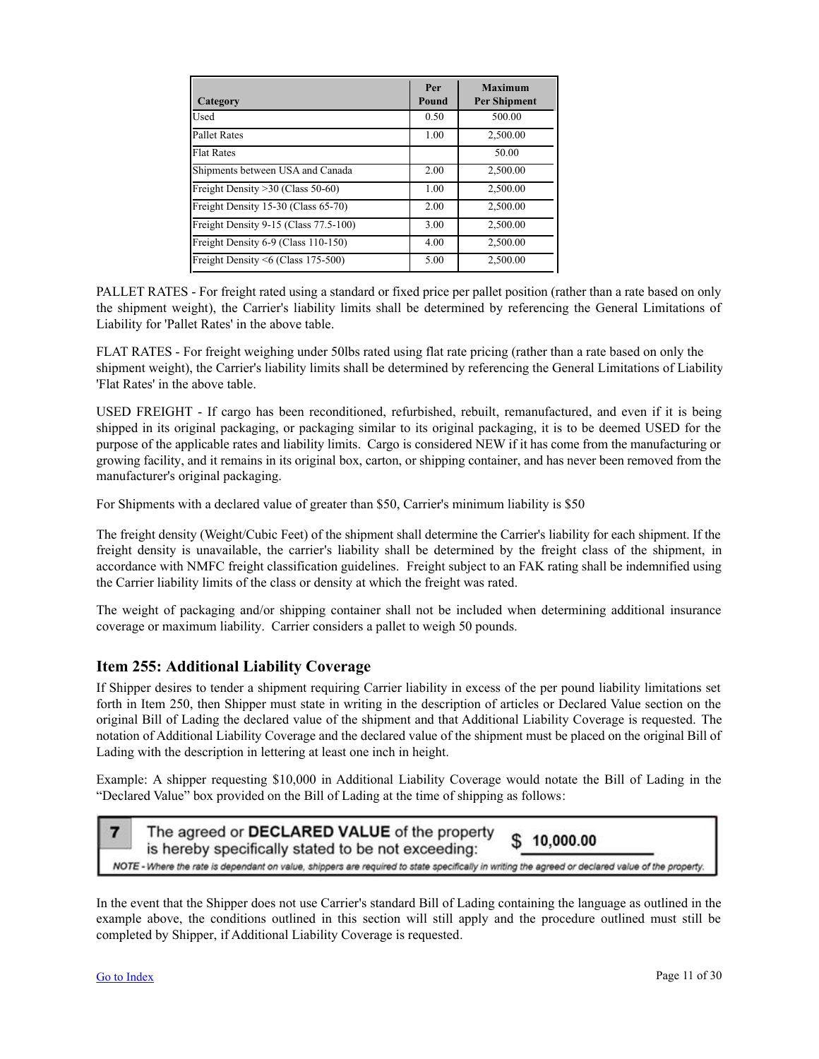| Category | Per Pound | Maximum Per Shipment |
|---|---|---|
| Used | 0.50 | 500.00 |
| Pallet Rates | 1.00 | 2,500.00 |
| Flat Rates | | 50.00 |
| Shipments between USA and Canada | 2.00 | 2,500.00 |
| Freight Density >30 (Class 50-60) | 1.00 | 2,500.00 |
| Freight Density 15-30 (Class 65-70) | 2.00 | 2,500.00 |
| Freight Density 9-15 (Class 77.5-100) | 3.00 | 2,500.00 |
| Freight Density 6-9 (Class 110-150) | 4.00 | 2,500.00 |
| Freight Density <6 (Class 175-500) | 5.00 | 2,500.00 |

PALLET RATES - For freight rated using a standard or fixed price per pallet position (rather than a rate based on only the shipment weight), the Carrier's liability limits shall be determined by referencing the General Limitations of Liability for 'Pallet Rates' in the above table.

FLAT RATES - For freight weighing under 50lbs rated using flat rate pricing (rather than a rate based on only the shipment weight), the Carrier's liability limits shall be determined by referencing the General Limitations of Liability 'Flat Rates' in the above table.

USED FREIGHT - If cargo has been reconditioned, refurbished, rebuilt, remanufactured, and even if it is being shipped in its original packaging, or packaging similar to its original packaging, it is to be deemed USED for the purpose of the applicable rates and liability limits. Cargo is considered NEW if it has come from the manufacturing or growing facility, and it remains in its original box, carton, or shipping container, and has never been removed from the manufacturer's original packaging.

For Shipments with a declared value of greater than $50, Carrier's minimum liability is $50

The freight density (Weight/Cubic Feet) of the shipment shall determine the Carrier's liability for each shipment. If the freight density is unavailable, the carrier's liability shall be determined by the freight class of the shipment, in accordance with NMFC freight classification guidelines. Freight subject to an FAK rating shall be indemnified using the Carrier liability limits of the class or density at which the freight was rated.

The weight of packaging and/or shipping container shall not be included when determining additional insurance coverage or maximum liability. Carrier considers a pallet to weigh 50 pounds.

## Item 255: Additional Liability Coverage

If Shipper desires to tender a shipment requiring Carrier liability in excess of the per pound liability limitations set forth in Item 250, then Shipper must state in writing in the description of articles or Declared Value section on the original Bill of Lading the declared value of the shipment and that Additional Liability Coverage is requested. The notation of Additional Liability Coverage and the declared value of the shipment must be placed on the original Bill of Lading with the description in lettering at least one inch in height.

Example: A shipper requesting $10,000 in Additional Liability Coverage would notate the Bill of Lading in the "Declared Value" box provided on the Bill of Lading at the time of shipping as follows:

| 7 | The agreed or **DECLARED VALUE** of the property is hereby specifically stated to be not exceeding: $ 10,000.00 |
|---|---|
| | *NOTE - Where the rate is dependant on value, shippers are required to state specifically in writing the agreed or declared value of the property.* |

In the event that the Shipper does not use Carrier's standard Bill of Lading containing the language as outlined in the example above, the conditions outlined in this section will still apply and the procedure outlined must still be completed by Shipper, if Additional Liability Coverage is requested.

Go to Index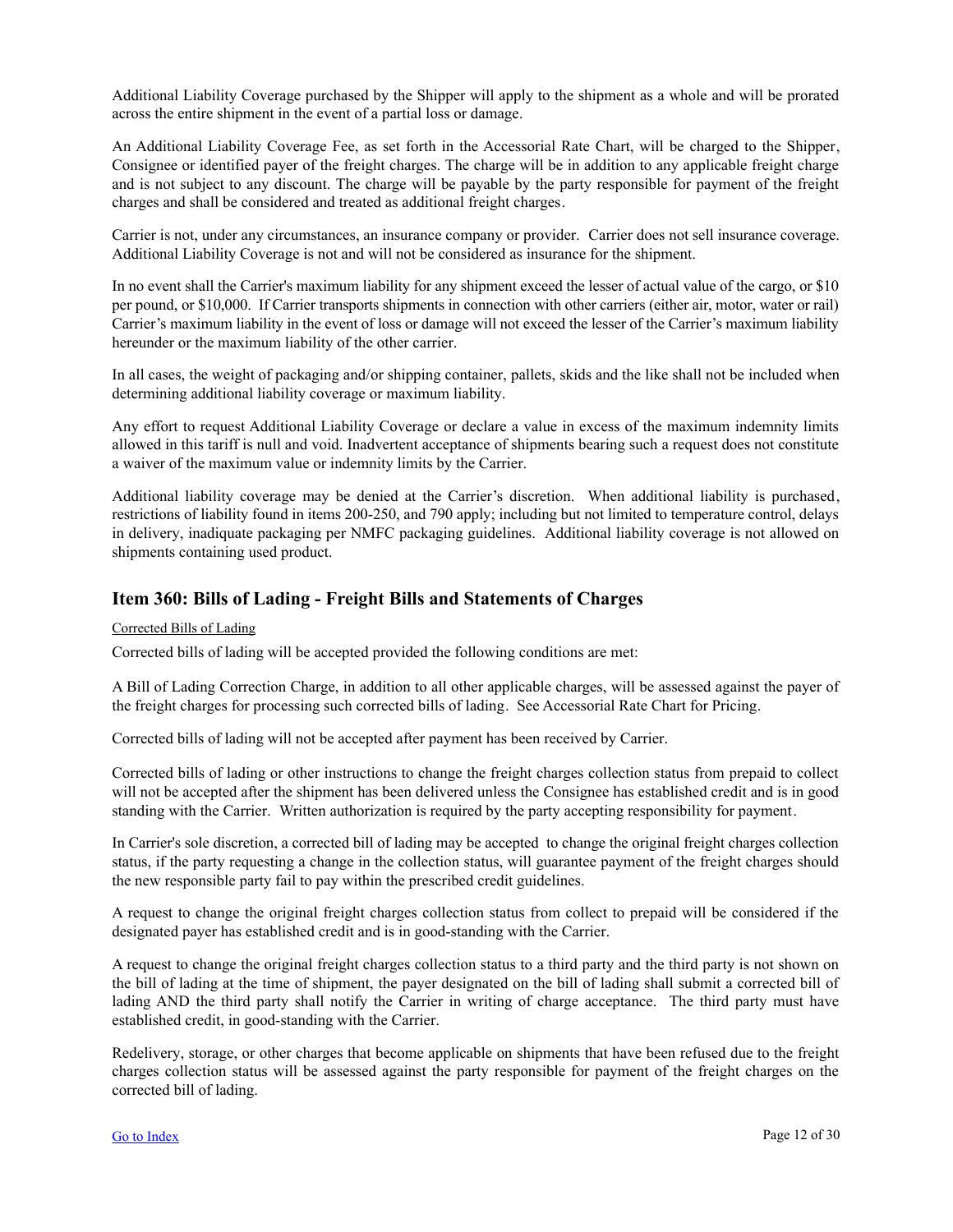Additional Liability Coverage purchased by the Shipper will apply to the shipment as a whole and will be prorated across the entire shipment in the event of a partial loss or damage.

An Additional Liability Coverage Fee, as set forth in the Accessorial Rate Chart, will be charged to the Shipper, Consignee or identified payer of the freight charges. The charge will be in addition to any applicable freight charge and is not subject to any discount. The charge will be payable by the party responsible for payment of the freight charges and shall be considered and treated as additional freight charges.

Carrier is not, under any circumstances, an insurance company or provider. Carrier does not sell insurance coverage. Additional Liability Coverage is not and will not be considered as insurance for the shipment.

In no event shall the Carrier's maximum liability for any shipment exceed the lesser of actual value of the cargo, or $10 per pound, or $10,000. If Carrier transports shipments in connection with other carriers (either air, motor, water or rail) Carrier's maximum liability in the event of loss or damage will not exceed the lesser of the Carrier's maximum liability hereunder or the maximum liability of the other carrier.

In all cases, the weight of packaging and/or shipping container, pallets, skids and the like shall not be included when determining additional liability coverage or maximum liability.

Any effort to request Additional Liability Coverage or declare a value in excess of the maximum indemnity limits allowed in this tariff is null and void. Inadvertent acceptance of shipments bearing such a request does not constitute a waiver of the maximum value or indemnity limits by the Carrier.

Additional liability coverage may be denied at the Carrier's discretion. When additional liability is purchased, restrictions of liability found in items 200-250, and 790 apply; including but not limited to temperature control, delays in delivery, inadiquate packaging per NMFC packaging guidelines. Additional liability coverage is not allowed on shipments containing used product.

## Item 360: Bills of Lading - Freight Bills and Statements of Charges

Corrected Bills of Lading

Corrected bills of lading will be accepted provided the following conditions are met:

A Bill of Lading Correction Charge, in addition to all other applicable charges, will be assessed against the payer of the freight charges for processing such corrected bills of lading. See Accessorial Rate Chart for Pricing.

Corrected bills of lading will not be accepted after payment has been received by Carrier.

Corrected bills of lading or other instructions to change the freight charges collection status from prepaid to collect will not be accepted after the shipment has been delivered unless the Consignee has established credit and is in good standing with the Carrier. Written authorization is required by the party accepting responsibility for payment.

In Carrier's sole discretion, a corrected bill of lading may be accepted to change the original freight charges collection status, if the party requesting a change in the collection status, will guarantee payment of the freight charges should the new responsible party fail to pay within the prescribed credit guidelines.

A request to change the original freight charges collection status from collect to prepaid will be considered if the designated payer has established credit and is in good-standing with the Carrier.

A request to change the original freight charges collection status to a third party and the third party is not shown on the bill of lading at the time of shipment, the payer designated on the bill of lading shall submit a corrected bill of lading AND the third party shall notify the Carrier in writing of charge acceptance. The third party must have established credit, in good-standing with the Carrier.

Redelivery, storage, or other charges that become applicable on shipments that have been refused due to the freight charges collection status will be assessed against the party responsible for payment of the freight charges on the corrected bill of lading.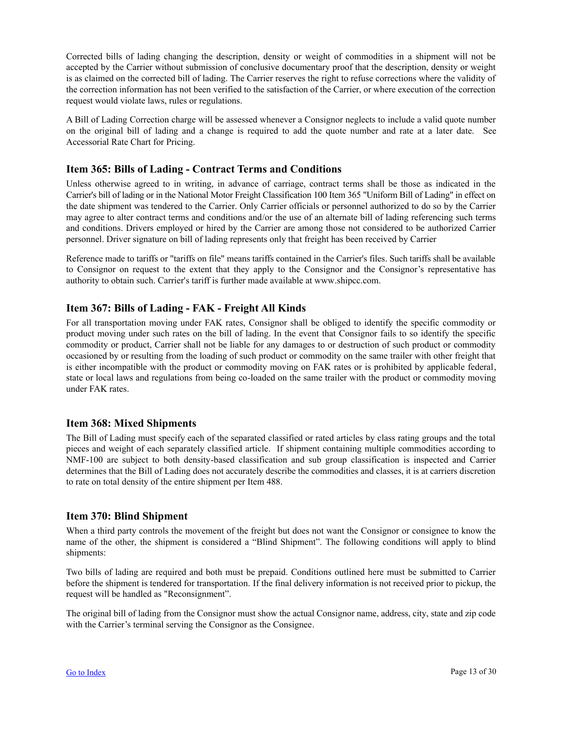Corrected bills of lading changing the description, density or weight of commodities in a shipment will not be accepted by the Carrier without submission of conclusive documentary proof that the description, density or weight is as claimed on the corrected bill of lading. The Carrier reserves the right to refuse corrections where the validity of the correction information has not been verified to the satisfaction of the Carrier, or where execution of the correction request would violate laws, rules or regulations.

A Bill of Lading Correction charge will be assessed whenever a Consignor neglects to include a valid quote number on the original bill of lading and a change is required to add the quote number and rate at a later date. See Accessorial Rate Chart for Pricing.

## Item 365: Bills of Lading - Contract Terms and Conditions

Unless otherwise agreed to in writing, in advance of carriage, contract terms shall be those as indicated in the Carrier's bill of lading or in the National Motor Freight Classification 100 Item 365 "Uniform Bill of Lading" in effect on the date shipment was tendered to the Carrier. Only Carrier officials or personnel authorized to do so by the Carrier may agree to alter contract terms and conditions and/or the use of an alternate bill of lading referencing such terms and conditions. Drivers employed or hired by the Carrier are among those not considered to be authorized Carrier personnel. Driver signature on bill of lading represents only that freight has been received by Carrier

Reference made to tariffs or "tariffs on file" means tariffs contained in the Carrier's files. Such tariffs shall be available to Consignor on request to the extent that they apply to the Consignor and the Consignor's representative has authority to obtain such. Carrier's tariff is further made available at www.shipcc.com.

## Item 367: Bills of Lading - FAK - Freight All Kinds

For all transportation moving under FAK rates, Consignor shall be obliged to identify the specific commodity or product moving under such rates on the bill of lading. In the event that Consignor fails to so identify the specific commodity or product, Carrier shall not be liable for any damages to or destruction of such product or commodity occasioned by or resulting from the loading of such product or commodity on the same trailer with other freight that is either incompatible with the product or commodity moving on FAK rates or is prohibited by applicable federal, state or local laws and regulations from being co-loaded on the same trailer with the product or commodity moving under FAK rates.

## Item 368: Mixed Shipments

The Bill of Lading must specify each of the separated classified or rated articles by class rating groups and the total pieces and weight of each separately classified article. If shipment containing multiple commodities according to NMF-100 are subject to both density-based classification and sub group classification is inspected and Carrier determines that the Bill of Lading does not accurately describe the commodities and classes, it is at carriers discretion to rate on total density of the entire shipment per Item 488.

## Item 370: Blind Shipment

When a third party controls the movement of the freight but does not want the Consignor or consignee to know the name of the other, the shipment is considered a "Blind Shipment". The following conditions will apply to blind shipments:

Two bills of lading are required and both must be prepaid. Conditions outlined here must be submitted to Carrier before the shipment is tendered for transportation. If the final delivery information is not received prior to pickup, the request will be handled as "Reconsignment".

The original bill of lading from the Consignor must show the actual Consignor name, address, city, state and zip code with the Carrier's terminal serving the Consignor as the Consignee.

[Go to Index]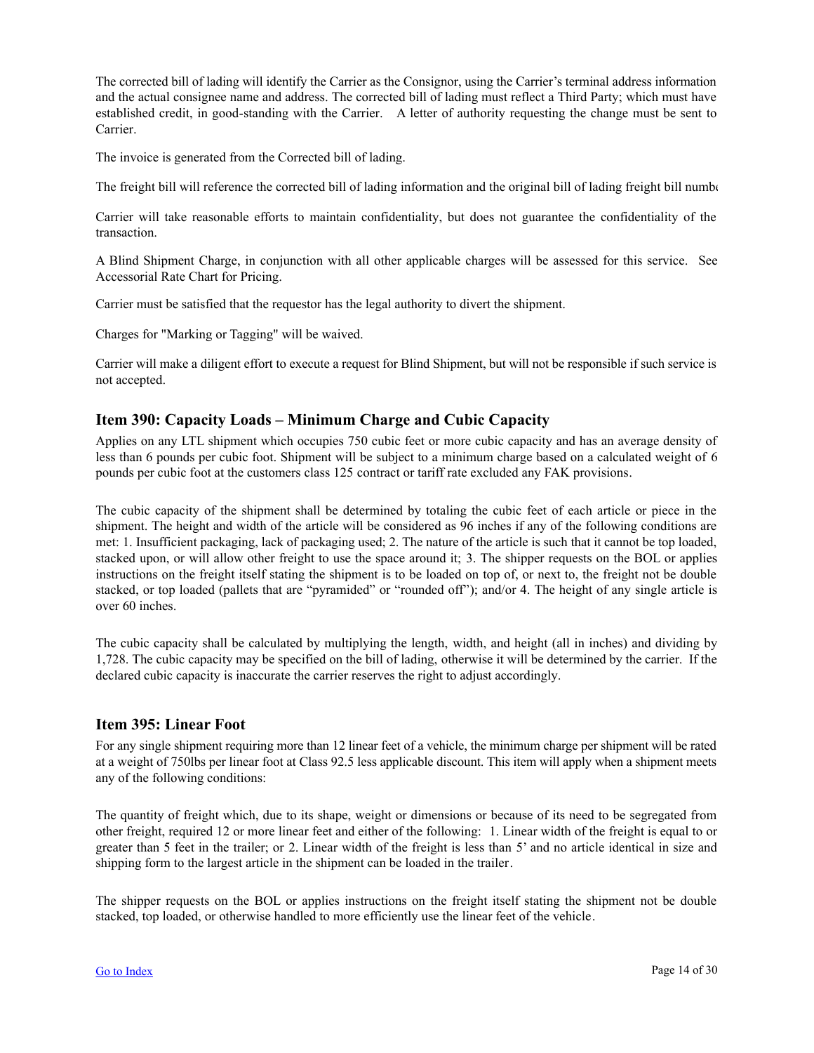The corrected bill of lading will identify the Carrier as the Consignor, using the Carrier's terminal address information and the actual consignee name and address. The corrected bill of lading must reflect a Third Party; which must have established credit, in good-standing with the Carrier. A letter of authority requesting the change must be sent to Carrier.

The invoice is generated from the Corrected bill of lading.

The freight bill will reference the corrected bill of lading information and the original bill of lading freight bill numbe

Carrier will take reasonable efforts to maintain confidentiality, but does not guarantee the confidentiality of the transaction.

A Blind Shipment Charge, in conjunction with all other applicable charges will be assessed for this service. See Accessorial Rate Chart for Pricing.

Carrier must be satisfied that the requestor has the legal authority to divert the shipment.

Charges for "Marking or Tagging" will be waived.

Carrier will make a diligent effort to execute a request for Blind Shipment, but will not be responsible if such service is not accepted.

## Item 390: Capacity Loads – Minimum Charge and Cubic Capacity

Applies on any LTL shipment which occupies 750 cubic feet or more cubic capacity and has an average density of less than 6 pounds per cubic foot. Shipment will be subject to a minimum charge based on a calculated weight of 6 pounds per cubic foot at the customers class 125 contract or tariff rate excluded any FAK provisions.

The cubic capacity of the shipment shall be determined by totaling the cubic feet of each article or piece in the shipment. The height and width of the article will be considered as 96 inches if any of the following conditions are met: 1. Insufficient packaging, lack of packaging used; 2. The nature of the article is such that it cannot be top loaded, stacked upon, or will allow other freight to use the space around it; 3. The shipper requests on the BOL or applies instructions on the freight itself stating the shipment is to be loaded on top of, or next to, the freight not be double stacked, or top loaded (pallets that are "pyramided" or "rounded off"); and/or 4. The height of any single article is over 60 inches.

The cubic capacity shall be calculated by multiplying the length, width, and height (all in inches) and dividing by 1,728. The cubic capacity may be specified on the bill of lading, otherwise it will be determined by the carrier. If the declared cubic capacity is inaccurate the carrier reserves the right to adjust accordingly.

## Item 395: Linear Foot

For any single shipment requiring more than 12 linear feet of a vehicle, the minimum charge per shipment will be rated at a weight of 750lbs per linear foot at Class 92.5 less applicable discount. This item will apply when a shipment meets any of the following conditions:

The quantity of freight which, due to its shape, weight or dimensions or because of its need to be segregated from other freight, required 12 or more linear feet and either of the following: 1. Linear width of the freight is equal to or greater than 5 feet in the trailer; or 2. Linear width of the freight is less than 5' and no article identical in size and shipping form to the largest article in the shipment can be loaded in the trailer.

The shipper requests on the BOL or applies instructions on the freight itself stating the shipment not be double stacked, top loaded, or otherwise handled to more efficiently use the linear feet of the vehicle.

[Go to Index]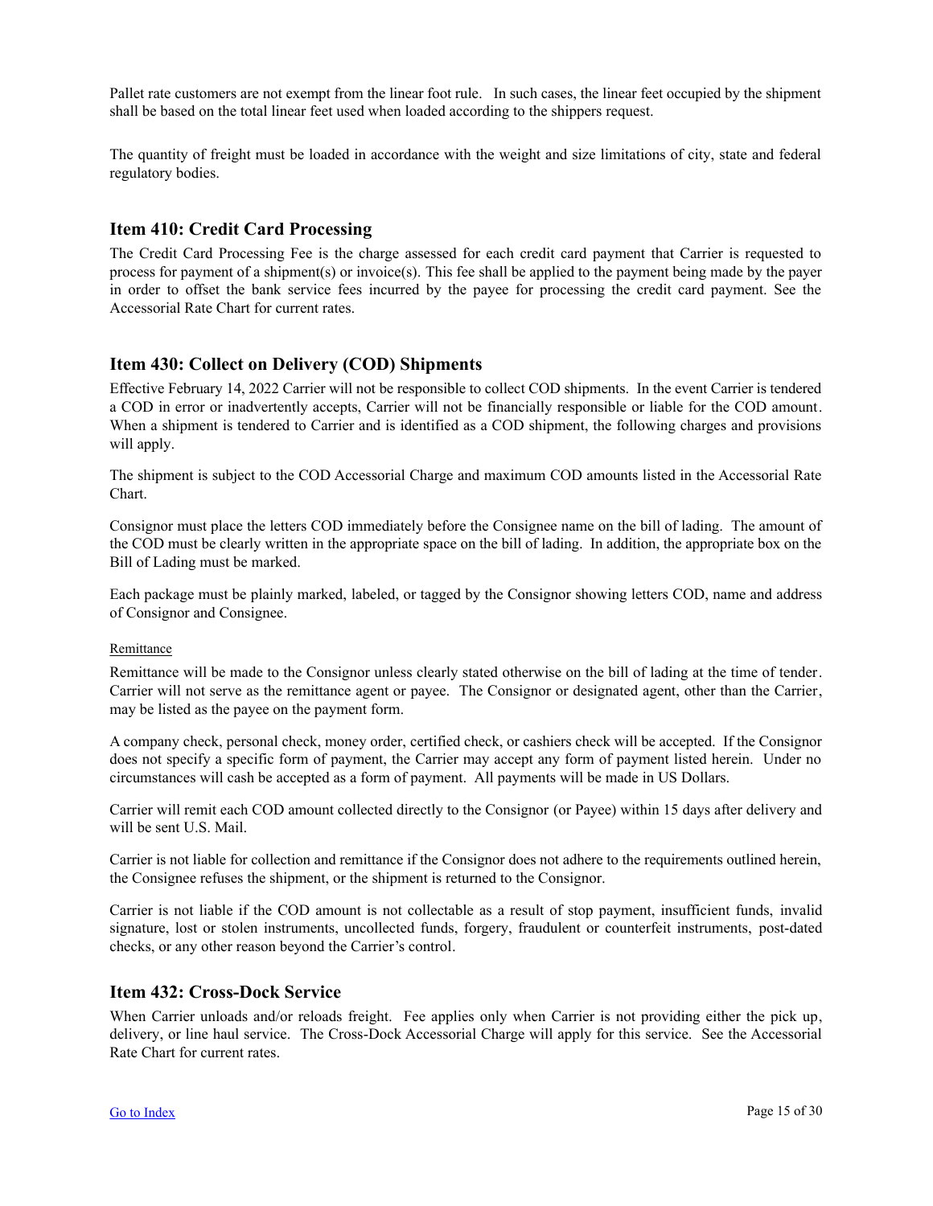Pallet rate customers are not exempt from the linear foot rule. In such cases, the linear feet occupied by the shipment shall be based on the total linear feet used when loaded according to the shippers request.

The quantity of freight must be loaded in accordance with the weight and size limitations of city, state and federal regulatory bodies.

## Item 410: Credit Card Processing

The Credit Card Processing Fee is the charge assessed for each credit card payment that Carrier is requested to process for payment of a shipment(s) or invoice(s). This fee shall be applied to the payment being made by the payer in order to offset the bank service fees incurred by the payee for processing the credit card payment. See the Accessorial Rate Chart for current rates.

## Item 430: Collect on Delivery (COD) Shipments

Effective February 14, 2022 Carrier will not be responsible to collect COD shipments. In the event Carrier is tendered a COD in error or inadvertently accepts, Carrier will not be financially responsible or liable for the COD amount. When a shipment is tendered to Carrier and is identified as a COD shipment, the following charges and provisions will apply.

The shipment is subject to the COD Accessorial Charge and maximum COD amounts listed in the Accessorial Rate Chart.

Consignor must place the letters COD immediately before the Consignee name on the bill of lading. The amount of the COD must be clearly written in the appropriate space on the bill of lading. In addition, the appropriate box on the Bill of Lading must be marked.

Each package must be plainly marked, labeled, or tagged by the Consignor showing letters COD, name and address of Consignor and Consignee.

Remittance

Remittance will be made to the Consignor unless clearly stated otherwise on the bill of lading at the time of tender. Carrier will not serve as the remittance agent or payee. The Consignor or designated agent, other than the Carrier, may be listed as the payee on the payment form.

A company check, personal check, money order, certified check, or cashiers check will be accepted. If the Consignor does not specify a specific form of payment, the Carrier may accept any form of payment listed herein. Under no circumstances will cash be accepted as a form of payment. All payments will be made in US Dollars.

Carrier will remit each COD amount collected directly to the Consignor (or Payee) within 15 days after delivery and will be sent U.S. Mail.

Carrier is not liable for collection and remittance if the Consignor does not adhere to the requirements outlined herein, the Consignee refuses the shipment, or the shipment is returned to the Consignor.

Carrier is not liable if the COD amount is not collectable as a result of stop payment, insufficient funds, invalid signature, lost or stolen instruments, uncollected funds, forgery, fraudulent or counterfeit instruments, post-dated checks, or any other reason beyond the Carrier's control.

## Item 432: Cross-Dock Service

When Carrier unloads and/or reloads freight. Fee applies only when Carrier is not providing either the pick up, delivery, or line haul service. The Cross-Dock Accessorial Charge will apply for this service. See the Accessorial Rate Chart for current rates.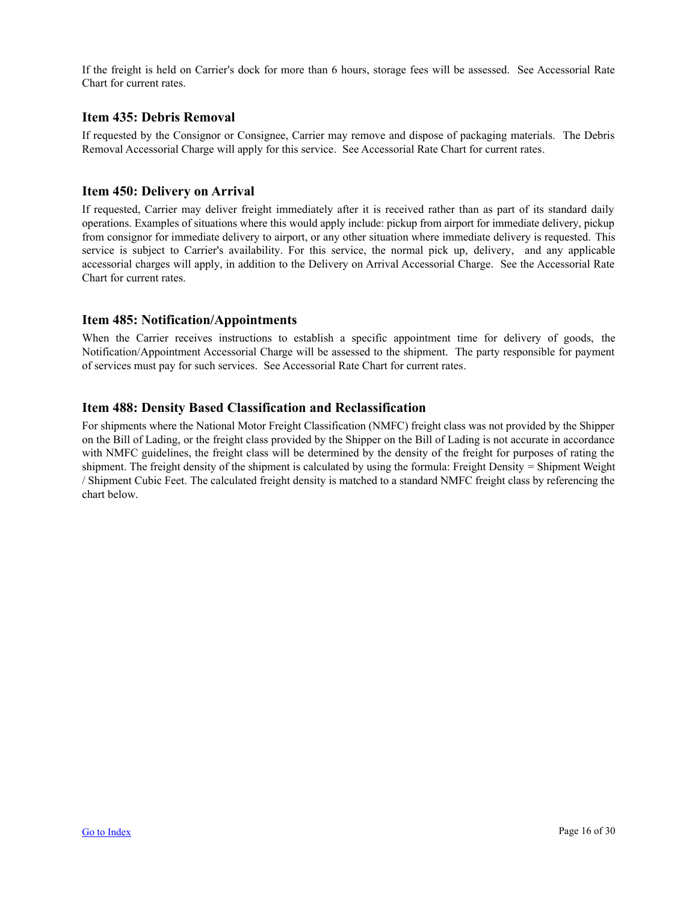If the freight is held on Carrier's dock for more than 6 hours, storage fees will be assessed. See Accessorial Rate Chart for current rates.

### Item 435: Debris Removal

If requested by the Consignor or Consignee, Carrier may remove and dispose of packaging materials. The Debris Removal Accessorial Charge will apply for this service. See Accessorial Rate Chart for current rates.

### Item 450: Delivery on Arrival

If requested, Carrier may deliver freight immediately after it is received rather than as part of its standard daily operations. Examples of situations where this would apply include: pickup from airport for immediate delivery, pickup from consignor for immediate delivery to airport, or any other situation where immediate delivery is requested. This service is subject to Carrier's availability. For this service, the normal pick up, delivery, and any applicable accessorial charges will apply, in addition to the Delivery on Arrival Accessorial Charge. See the Accessorial Rate Chart for current rates.

### Item 485: Notification/Appointments

When the Carrier receives instructions to establish a specific appointment time for delivery of goods, the Notification/Appointment Accessorial Charge will be assessed to the shipment. The party responsible for payment of services must pay for such services. See Accessorial Rate Chart for current rates.

### Item 488: Density Based Classification and Reclassification

For shipments where the National Motor Freight Classification (NMFC) freight class was not provided by the Shipper on the Bill of Lading, or the freight class provided by the Shipper on the Bill of Lading is not accurate in accordance with NMFC guidelines, the freight class will be determined by the density of the freight for purposes of rating the shipment. The freight density of the shipment is calculated by using the formula: Freight Density = Shipment Weight / Shipment Cubic Feet. The calculated freight density is matched to a standard NMFC freight class by referencing the chart below.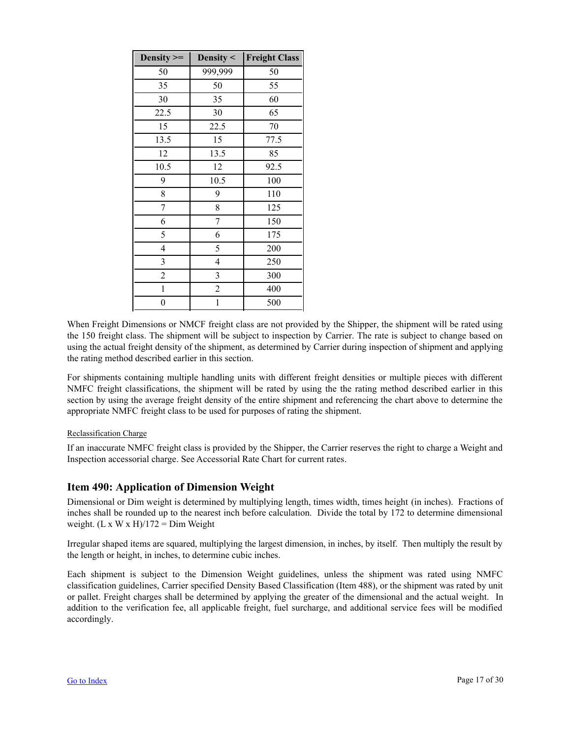| Density >= | Density < | Freight Class |
| --- | --- | --- |
| 50 | 999,999 | 50 |
| 35 | 50 | 55 |
| 30 | 35 | 60 |
| 22.5 | 30 | 65 |
| 15 | 22.5 | 70 |
| 13.5 | 15 | 77.5 |
| 12 | 13.5 | 85 |
| 10.5 | 12 | 92.5 |
| 9 | 10.5 | 100 |
| 8 | 9 | 110 |
| 7 | 8 | 125 |
| 6 | 7 | 150 |
| 5 | 6 | 175 |
| 4 | 5 | 200 |
| 3 | 4 | 250 |
| 2 | 3 | 300 |
| 1 | 2 | 400 |
| 0 | 1 | 500 |

When Freight Dimensions or NMCF freight class are not provided by the Shipper, the shipment will be rated using the 150 freight class. The shipment will be subject to inspection by Carrier. The rate is subject to change based on using the actual freight density of the shipment, as determined by Carrier during inspection of shipment and applying the rating method described earlier in this section.

For shipments containing multiple handling units with different freight densities or multiple pieces with different NMFC freight classifications, the shipment will be rated by using the the rating method described earlier in this section by using the average freight density of the entire shipment and referencing the chart above to determine the appropriate NMFC freight class to be used for purposes of rating the shipment.

Reclassification Charge

If an inaccurate NMFC freight class is provided by the Shipper, the Carrier reserves the right to charge a Weight and Inspection accessorial charge. See Accessorial Rate Chart for current rates.

## Item 490: Application of Dimension Weight

Dimensional or Dim weight is determined by multiplying length, times width, times height (in inches). Fractions of inches shall be rounded up to the nearest inch before calculation. Divide the total by 172 to determine dimensional weight. (L x W x H)/172 = Dim Weight

Irregular shaped items are squared, multiplying the largest dimension, in inches, by itself. Then multiply the result by the length or height, in inches, to determine cubic inches.

Each shipment is subject to the Dimension Weight guidelines, unless the shipment was rated using NMFC classification guidelines, Carrier specified Density Based Classification (Item 488), or the shipment was rated by unit or pallet. Freight charges shall be determined by applying the greater of the dimensional and the actual weight. In addition to the verification fee, all applicable freight, fuel surcharge, and additional service fees will be modified accordingly.

Go to Index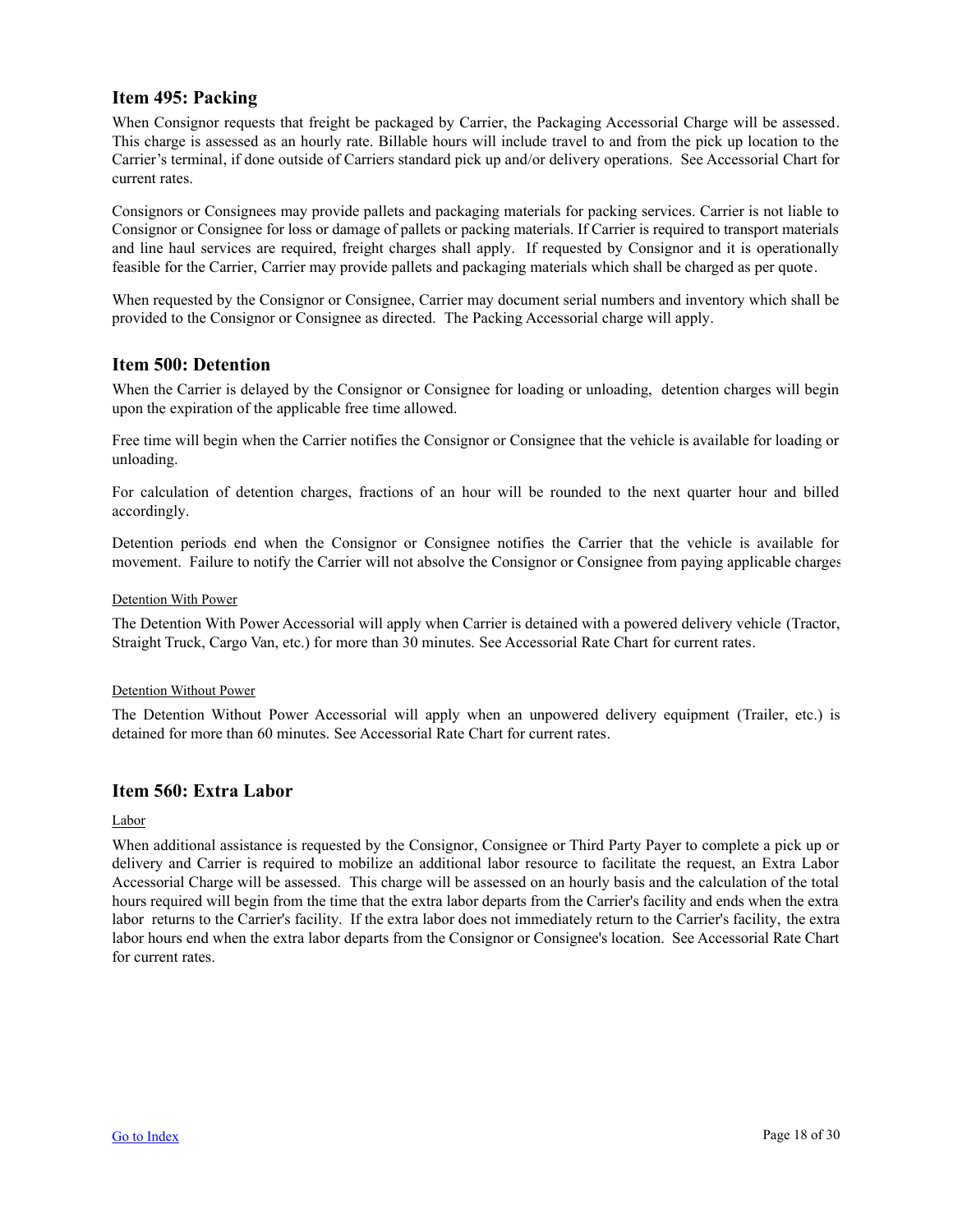## Item 495: Packing

When Consignor requests that freight be packaged by Carrier, the Packaging Accessorial Charge will be assessed. This charge is assessed as an hourly rate. Billable hours will include travel to and from the pick up location to the Carrier's terminal, if done outside of Carriers standard pick up and/or delivery operations. See Accessorial Chart for current rates.

Consignors or Consignees may provide pallets and packaging materials for packing services. Carrier is not liable to Consignor or Consignee for loss or damage of pallets or packing materials. If Carrier is required to transport materials and line haul services are required, freight charges shall apply. If requested by Consignor and it is operationally feasible for the Carrier, Carrier may provide pallets and packaging materials which shall be charged as per quote.

When requested by the Consignor or Consignee, Carrier may document serial numbers and inventory which shall be provided to the Consignor or Consignee as directed. The Packing Accessorial charge will apply.

## Item 500: Detention

When the Carrier is delayed by the Consignor or Consignee for loading or unloading, detention charges will begin upon the expiration of the applicable free time allowed.

Free time will begin when the Carrier notifies the Consignor or Consignee that the vehicle is available for loading or unloading.

For calculation of detention charges, fractions of an hour will be rounded to the next quarter hour and billed accordingly.

Detention periods end when the Consignor or Consignee notifies the Carrier that the vehicle is available for movement. Failure to notify the Carrier will not absolve the Consignor or Consignee from paying applicable charges

Detention With Power

The Detention With Power Accessorial will apply when Carrier is detained with a powered delivery vehicle (Tractor, Straight Truck, Cargo Van, etc.) for more than 30 minutes. See Accessorial Rate Chart for current rates.

Detention Without Power

The Detention Without Power Accessorial will apply when an unpowered delivery equipment (Trailer, etc.) is detained for more than 60 minutes. See Accessorial Rate Chart for current rates.

## Item 560: Extra Labor

Labor

When additional assistance is requested by the Consignor, Consignee or Third Party Payer to complete a pick up or delivery and Carrier is required to mobilize an additional labor resource to facilitate the request, an Extra Labor Accessorial Charge will be assessed. This charge will be assessed on an hourly basis and the calculation of the total hours required will begin from the time that the extra labor departs from the Carrier's facility and ends when the extra labor returns to the Carrier's facility. If the extra labor does not immediately return to the Carrier's facility, the extra labor hours end when the extra labor departs from the Consignor or Consignee's location. See Accessorial Rate Chart for current rates.

Go to Index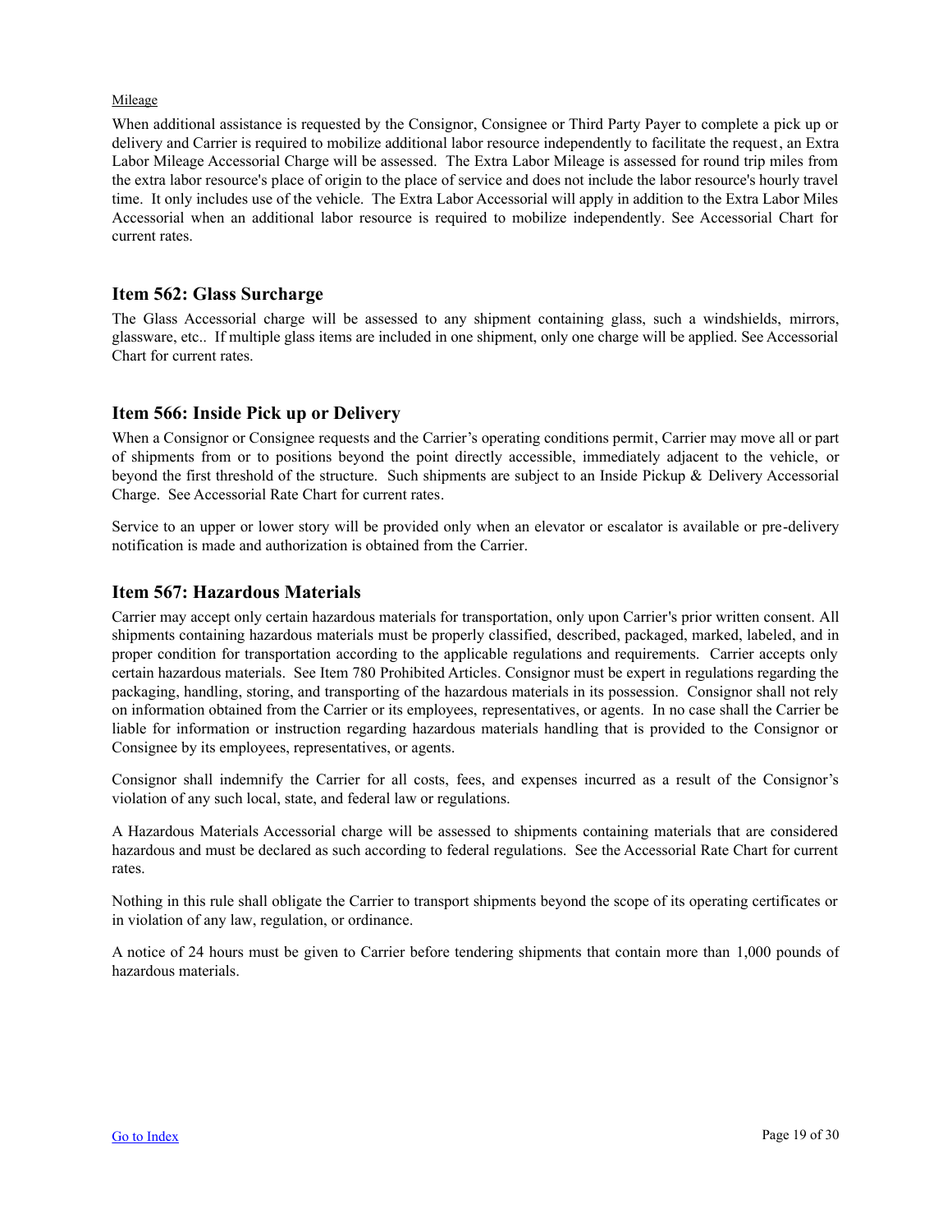Mileage

When additional assistance is requested by the Consignor, Consignee or Third Party Payer to complete a pick up or delivery and Carrier is required to mobilize additional labor resource independently to facilitate the request, an Extra Labor Mileage Accessorial Charge will be assessed. The Extra Labor Mileage is assessed for round trip miles from the extra labor resource's place of origin to the place of service and does not include the labor resource's hourly travel time. It only includes use of the vehicle. The Extra Labor Accessorial will apply in addition to the Extra Labor Miles Accessorial when an additional labor resource is required to mobilize independently. See Accessorial Chart for current rates.

## Item 562: Glass Surcharge

The Glass Accessorial charge will be assessed to any shipment containing glass, such a windshields, mirrors, glassware, etc.. If multiple glass items are included in one shipment, only one charge will be applied. See Accessorial Chart for current rates.

## Item 566: Inside Pick up or Delivery

When a Consignor or Consignee requests and the Carrier's operating conditions permit, Carrier may move all or part of shipments from or to positions beyond the point directly accessible, immediately adjacent to the vehicle, or beyond the first threshold of the structure. Such shipments are subject to an Inside Pickup & Delivery Accessorial Charge. See Accessorial Rate Chart for current rates.

Service to an upper or lower story will be provided only when an elevator or escalator is available or pre-delivery notification is made and authorization is obtained from the Carrier.

## Item 567: Hazardous Materials

Carrier may accept only certain hazardous materials for transportation, only upon Carrier's prior written consent. All shipments containing hazardous materials must be properly classified, described, packaged, marked, labeled, and in proper condition for transportation according to the applicable regulations and requirements. Carrier accepts only certain hazardous materials. See Item 780 Prohibited Articles. Consignor must be expert in regulations regarding the packaging, handling, storing, and transporting of the hazardous materials in its possession. Consignor shall not rely on information obtained from the Carrier or its employees, representatives, or agents. In no case shall the Carrier be liable for information or instruction regarding hazardous materials handling that is provided to the Consignor or Consignee by its employees, representatives, or agents.

Consignor shall indemnify the Carrier for all costs, fees, and expenses incurred as a result of the Consignor's violation of any such local, state, and federal law or regulations.

A Hazardous Materials Accessorial charge will be assessed to shipments containing materials that are considered hazardous and must be declared as such according to federal regulations. See the Accessorial Rate Chart for current rates.

Nothing in this rule shall obligate the Carrier to transport shipments beyond the scope of its operating certificates or in violation of any law, regulation, or ordinance.

A notice of 24 hours must be given to Carrier before tendering shipments that contain more than 1,000 pounds of hazardous materials.

Go to Index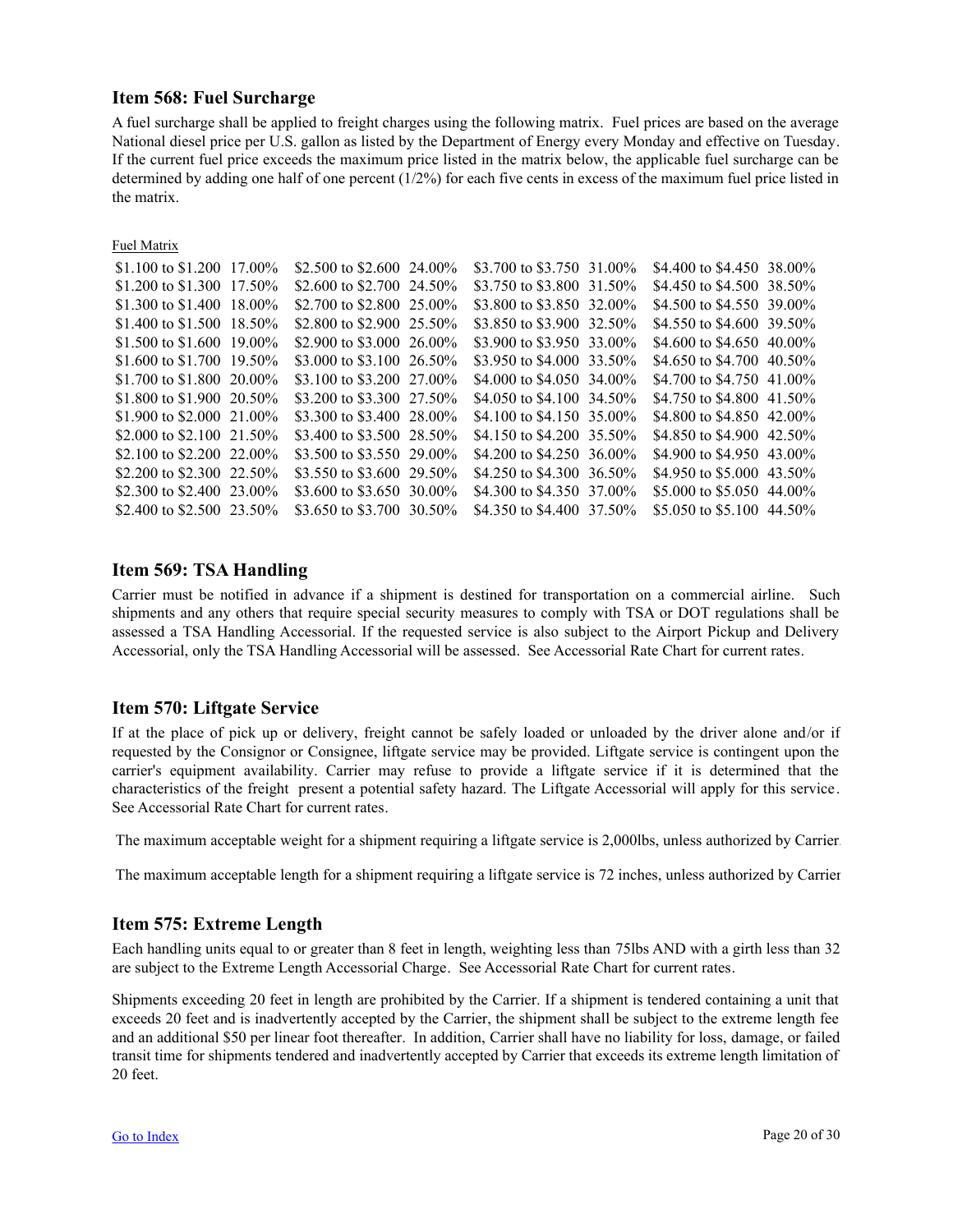## Item 568: Fuel Surcharge

A fuel surcharge shall be applied to freight charges using the following matrix. Fuel prices are based on the average National diesel price per U.S. gallon as listed by the Department of Energy every Monday and effective on Tuesday. If the current fuel price exceeds the maximum price listed in the matrix below, the applicable fuel surcharge can be determined by adding one half of one percent (1/2%) for each five cents in excess of the maximum fuel price listed in the matrix.

Fuel Matrix

| | | | | | | | |
|---|---|---|---|---|---|---|---|
| $1.100 to $1.200 | 17.00% | $2.500 to $2.600 | 24.00% | $3.700 to $3.750 | 31.00% | $4.400 to $4.450 | 38.00% |
| $1.200 to $1.300 | 17.50% | $2.600 to $2.700 | 24.50% | $3.750 to $3.800 | 31.50% | $4.450 to $4.500 | 38.50% |
| $1.300 to $1.400 | 18.00% | $2.700 to $2.800 | 25.00% | $3.800 to $3.850 | 32.00% | $4.500 to $4.550 | 39.00% |
| $1.400 to $1.500 | 18.50% | $2.800 to $2.900 | 25.50% | $3.850 to $3.900 | 32.50% | $4.550 to $4.600 | 39.50% |
| $1.500 to $1.600 | 19.00% | $2.900 to $3.000 | 26.00% | $3.900 to $3.950 | 33.00% | $4.600 to $4.650 | 40.00% |
| $1.600 to $1.700 | 19.50% | $3.000 to $3.100 | 26.50% | $3.950 to $4.000 | 33.50% | $4.650 to $4.700 | 40.50% |
| $1.700 to $1.800 | 20.00% | $3.100 to $3.200 | 27.00% | $4.000 to $4.050 | 34.00% | $4.700 to $4.750 | 41.00% |
| $1.800 to $1.900 | 20.50% | $3.200 to $3.300 | 27.50% | $4.050 to $4.100 | 34.50% | $4.750 to $4.800 | 41.50% |
| $1.900 to $2.000 | 21.00% | $3.300 to $3.400 | 28.00% | $4.100 to $4.150 | 35.00% | $4.800 to $4.850 | 42.00% |
| $2.000 to $2.100 | 21.50% | $3.400 to $3.500 | 28.50% | $4.150 to $4.200 | 35.50% | $4.850 to $4.900 | 42.50% |
| $2.100 to $2.200 | 22.00% | $3.500 to $3.550 | 29.00% | $4.200 to $4.250 | 36.00% | $4.900 to $4.950 | 43.00% |
| $2.200 to $2.300 | 22.50% | $3.550 to $3.600 | 29.50% | $4.250 to $4.300 | 36.50% | $4.950 to $5.000 | 43.50% |
| $2.300 to $2.400 | 23.00% | $3.600 to $3.650 | 30.00% | $4.300 to $4.350 | 37.00% | $5.000 to $5.050 | 44.00% |
| $2.400 to $2.500 | 23.50% | $3.650 to $3.700 | 30.50% | $4.350 to $4.400 | 37.50% | $5.050 to $5.100 | 44.50% |

## Item 569: TSA Handling

Carrier must be notified in advance if a shipment is destined for transportation on a commercial airline. Such shipments and any others that require special security measures to comply with TSA or DOT regulations shall be assessed a TSA Handling Accessorial. If the requested service is also subject to the Airport Pickup and Delivery Accessorial, only the TSA Handling Accessorial will be assessed. See Accessorial Rate Chart for current rates.

## Item 570: Liftgate Service

If at the place of pick up or delivery, freight cannot be safely loaded or unloaded by the driver alone and/or if requested by the Consignor or Consignee, liftgate service may be provided. Liftgate service is contingent upon the carrier's equipment availability. Carrier may refuse to provide a liftgate service if it is determined that the characteristics of the freight present a potential safety hazard. The Liftgate Accessorial will apply for this service. See Accessorial Rate Chart for current rates.

The maximum acceptable weight for a shipment requiring a liftgate service is 2,000lbs, unless authorized by Carrier.

The maximum acceptable length for a shipment requiring a liftgate service is 72 inches, unless authorized by Carrier

## Item 575: Extreme Length

Each handling units equal to or greater than 8 feet in length, weighting less than 75lbs AND with a girth less than 32 are subject to the Extreme Length Accessorial Charge. See Accessorial Rate Chart for current rates.

Shipments exceeding 20 feet in length are prohibited by the Carrier. If a shipment is tendered containing a unit that exceeds 20 feet and is inadvertently accepted by the Carrier, the shipment shall be subject to the extreme length fee and an additional $50 per linear foot thereafter. In addition, Carrier shall have no liability for loss, damage, or failed transit time for shipments tendered and inadvertently accepted by Carrier that exceeds its extreme length limitation of 20 feet.

Go to Index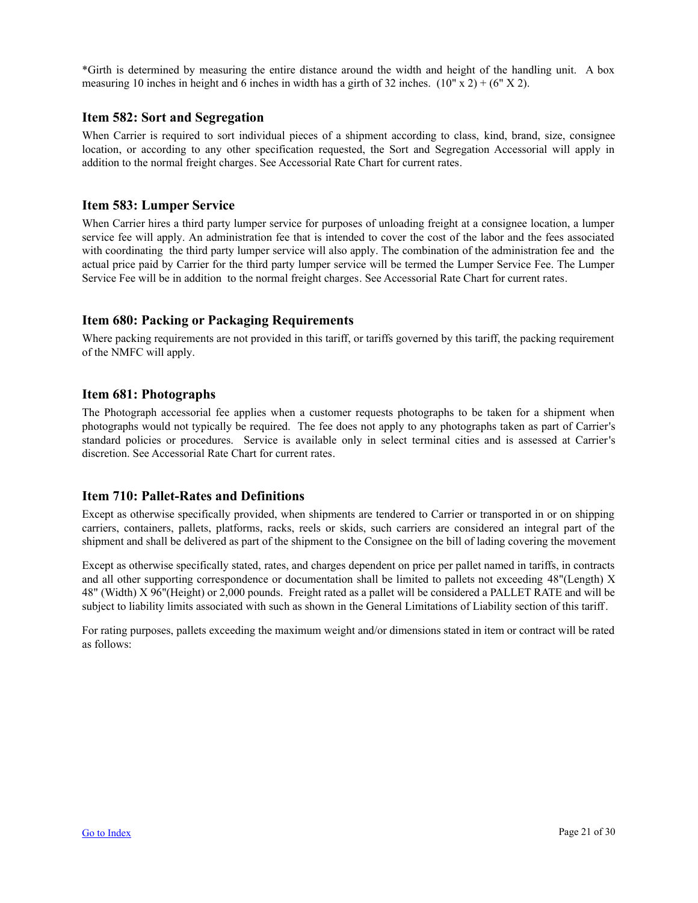*Girth is determined by measuring the entire distance around the width and height of the handling unit. A box measuring 10 inches in height and 6 inches in width has a girth of 32 inches. (10" x 2) + (6" X 2).

## Item 582: Sort and Segregation

When Carrier is required to sort individual pieces of a shipment according to class, kind, brand, size, consignee location, or according to any other specification requested, the Sort and Segregation Accessorial will apply in addition to the normal freight charges. See Accessorial Rate Chart for current rates.

## Item 583: Lumper Service

When Carrier hires a third party lumper service for purposes of unloading freight at a consignee location, a lumper service fee will apply. An administration fee that is intended to cover the cost of the labor and the fees associated with coordinating the third party lumper service will also apply. The combination of the administration fee and the actual price paid by Carrier for the third party lumper service will be termed the Lumper Service Fee. The Lumper Service Fee will be in addition to the normal freight charges. See Accessorial Rate Chart for current rates.

## Item 680: Packing or Packaging Requirements

Where packing requirements are not provided in this tariff, or tariffs governed by this tariff, the packing requirement of the NMFC will apply.

## Item 681: Photographs

The Photograph accessorial fee applies when a customer requests photographs to be taken for a shipment when photographs would not typically be required. The fee does not apply to any photographs taken as part of Carrier's standard policies or procedures. Service is available only in select terminal cities and is assessed at Carrier's discretion. See Accessorial Rate Chart for current rates.

## Item 710: Pallet-Rates and Definitions

Except as otherwise specifically provided, when shipments are tendered to Carrier or transported in or on shipping carriers, containers, pallets, platforms, racks, reels or skids, such carriers are considered an integral part of the shipment and shall be delivered as part of the shipment to the Consignee on the bill of lading covering the movement

Except as otherwise specifically stated, rates, and charges dependent on price per pallet named in tariffs, in contracts and all other supporting correspondence or documentation shall be limited to pallets not exceeding 48"(Length) X 48" (Width) X 96"(Height) or 2,000 pounds. Freight rated as a pallet will be considered a PALLET RATE and will be subject to liability limits associated with such as shown in the General Limitations of Liability section of this tariff.

For rating purposes, pallets exceeding the maximum weight and/or dimensions stated in item or contract will be rated as follows: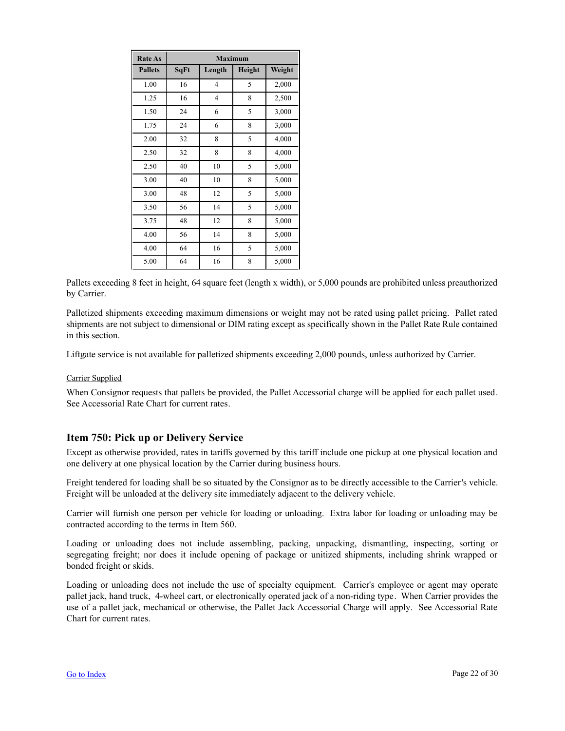| Rate As | Maximum | | | |
|---|---|---|---|---|
| Pallets | SqFt | Length | Height | Weight |
| 1.00 | 16 | 4 | 5 | 2,000 |
| 1.25 | 16 | 4 | 8 | 2,500 |
| 1.50 | 24 | 6 | 5 | 3,000 |
| 1.75 | 24 | 6 | 8 | 3,000 |
| 2.00 | 32 | 8 | 5 | 4,000 |
| 2.50 | 32 | 8 | 8 | 4,000 |
| 2.50 | 40 | 10 | 5 | 5,000 |
| 3.00 | 40 | 10 | 8 | 5,000 |
| 3.00 | 48 | 12 | 5 | 5,000 |
| 3.50 | 56 | 14 | 5 | 5,000 |
| 3.75 | 48 | 12 | 8 | 5,000 |
| 4.00 | 56 | 14 | 8 | 5,000 |
| 4.00 | 64 | 16 | 5 | 5,000 |
| 5.00 | 64 | 16 | 8 | 5,000 |

Pallets exceeding 8 feet in height, 64 square feet (length x width), or 5,000 pounds are prohibited unless preauthorized by Carrier.

Palletized shipments exceeding maximum dimensions or weight may not be rated using pallet pricing. Pallet rated shipments are not subject to dimensional or DIM rating except as specifically shown in the Pallet Rate Rule contained in this section.

Liftgate service is not available for palletized shipments exceeding 2,000 pounds, unless authorized by Carrier.

Carrier Supplied

When Consignor requests that pallets be provided, the Pallet Accessorial charge will be applied for each pallet used. See Accessorial Rate Chart for current rates.

## Item 750: Pick up or Delivery Service

Except as otherwise provided, rates in tariffs governed by this tariff include one pickup at one physical location and one delivery at one physical location by the Carrier during business hours.

Freight tendered for loading shall be so situated by the Consignor as to be directly accessible to the Carrier's vehicle. Freight will be unloaded at the delivery site immediately adjacent to the delivery vehicle.

Carrier will furnish one person per vehicle for loading or unloading. Extra labor for loading or unloading may be contracted according to the terms in Item 560.

Loading or unloading does not include assembling, packing, unpacking, dismantling, inspecting, sorting or segregating freight; nor does it include opening of package or unitized shipments, including shrink wrapped or bonded freight or skids.

Loading or unloading does not include the use of specialty equipment. Carrier's employee or agent may operate pallet jack, hand truck, 4-wheel cart, or electronically operated jack of a non-riding type. When Carrier provides the use of a pallet jack, mechanical or otherwise, the Pallet Jack Accessorial Charge will apply. See Accessorial Rate Chart for current rates.

Go to Index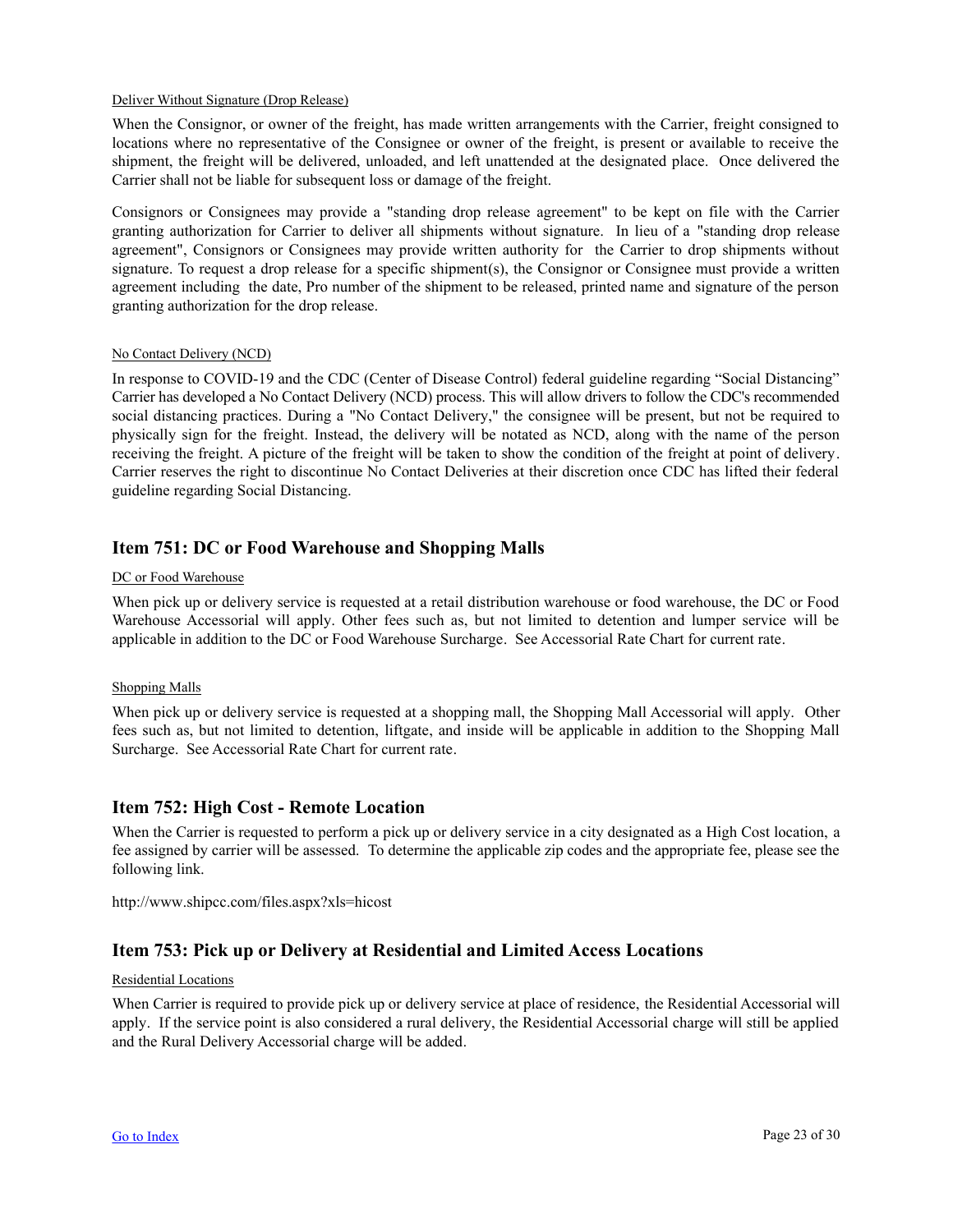Deliver Without Signature (Drop Release)

When the Consignor, or owner of the freight, has made written arrangements with the Carrier, freight consigned to locations where no representative of the Consignee or owner of the freight, is present or available to receive the shipment, the freight will be delivered, unloaded, and left unattended at the designated place. Once delivered the Carrier shall not be liable for subsequent loss or damage of the freight.

Consignors or Consignees may provide a "standing drop release agreement" to be kept on file with the Carrier granting authorization for Carrier to deliver all shipments without signature. In lieu of a "standing drop release agreement", Consignors or Consignees may provide written authority for the Carrier to drop shipments without signature. To request a drop release for a specific shipment(s), the Consignor or Consignee must provide a written agreement including the date, Pro number of the shipment to be released, printed name and signature of the person granting authorization for the drop release.

No Contact Delivery (NCD)

In response to COVID-19 and the CDC (Center of Disease Control) federal guideline regarding "Social Distancing" Carrier has developed a No Contact Delivery (NCD) process. This will allow drivers to follow the CDC's recommended social distancing practices. During a "No Contact Delivery," the consignee will be present, but not be required to physically sign for the freight. Instead, the delivery will be notated as NCD, along with the name of the person receiving the freight. A picture of the freight will be taken to show the condition of the freight at point of delivery. Carrier reserves the right to discontinue No Contact Deliveries at their discretion once CDC has lifted their federal guideline regarding Social Distancing.

## Item 751: DC or Food Warehouse and Shopping Malls

DC or Food Warehouse

When pick up or delivery service is requested at a retail distribution warehouse or food warehouse, the DC or Food Warehouse Accessorial will apply. Other fees such as, but not limited to detention and lumper service will be applicable in addition to the DC or Food Warehouse Surcharge. See Accessorial Rate Chart for current rate.

Shopping Malls

When pick up or delivery service is requested at a shopping mall, the Shopping Mall Accessorial will apply. Other fees such as, but not limited to detention, liftgate, and inside will be applicable in addition to the Shopping Mall Surcharge. See Accessorial Rate Chart for current rate.

## Item 752: High Cost - Remote Location

When the Carrier is requested to perform a pick up or delivery service in a city designated as a High Cost location, a fee assigned by carrier will be assessed. To determine the applicable zip codes and the appropriate fee, please see the following link.

http://www.shipcc.com/files.aspx?xls=hicost

## Item 753: Pick up or Delivery at Residential and Limited Access Locations

Residential Locations

When Carrier is required to provide pick up or delivery service at place of residence, the Residential Accessorial will apply. If the service point is also considered a rural delivery, the Residential Accessorial charge will still be applied and the Rural Delivery Accessorial charge will be added.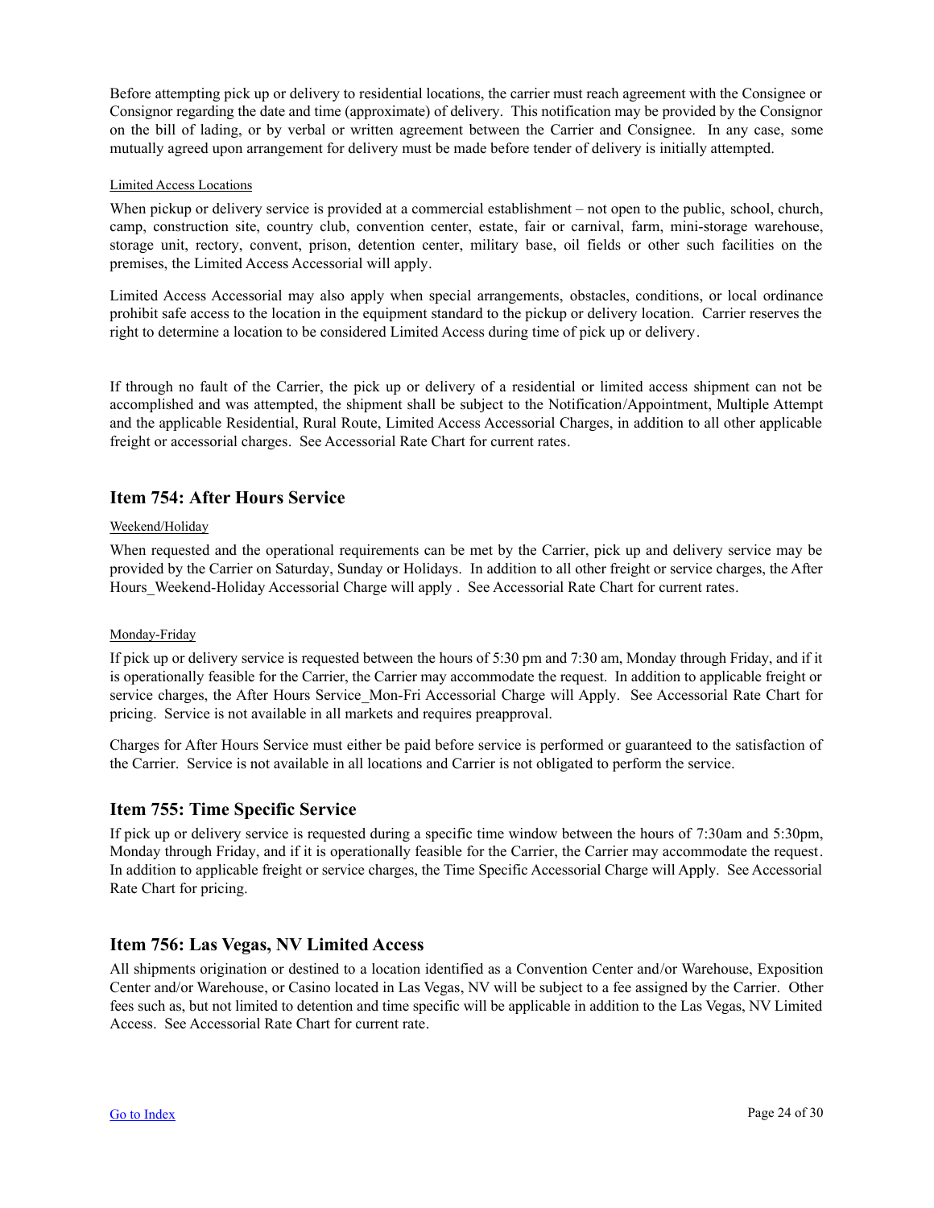Before attempting pick up or delivery to residential locations, the carrier must reach agreement with the Consignee or Consignor regarding the date and time (approximate) of delivery. This notification may be provided by the Consignor on the bill of lading, or by verbal or written agreement between the Carrier and Consignee. In any case, some mutually agreed upon arrangement for delivery must be made before tender of delivery is initially attempted.

Limited Access Locations

When pickup or delivery service is provided at a commercial establishment – not open to the public, school, church, camp, construction site, country club, convention center, estate, fair or carnival, farm, mini-storage warehouse, storage unit, rectory, convent, prison, detention center, military base, oil fields or other such facilities on the premises, the Limited Access Accessorial will apply.

Limited Access Accessorial may also apply when special arrangements, obstacles, conditions, or local ordinance prohibit safe access to the location in the equipment standard to the pickup or delivery location. Carrier reserves the right to determine a location to be considered Limited Access during time of pick up or delivery.

If through no fault of the Carrier, the pick up or delivery of a residential or limited access shipment can not be accomplished and was attempted, the shipment shall be subject to the Notification/Appointment, Multiple Attempt and the applicable Residential, Rural Route, Limited Access Accessorial Charges, in addition to all other applicable freight or accessorial charges. See Accessorial Rate Chart for current rates.

## Item 754: After Hours Service

Weekend/Holiday

When requested and the operational requirements can be met by the Carrier, pick up and delivery service may be provided by the Carrier on Saturday, Sunday or Holidays. In addition to all other freight or service charges, the After Hours_Weekend-Holiday Accessorial Charge will apply . See Accessorial Rate Chart for current rates.

Monday-Friday

If pick up or delivery service is requested between the hours of 5:30 pm and 7:30 am, Monday through Friday, and if it is operationally feasible for the Carrier, the Carrier may accommodate the request. In addition to applicable freight or service charges, the After Hours Service_Mon-Fri Accessorial Charge will Apply. See Accessorial Rate Chart for pricing. Service is not available in all markets and requires preapproval.

Charges for After Hours Service must either be paid before service is performed or guaranteed to the satisfaction of the Carrier. Service is not available in all locations and Carrier is not obligated to perform the service.

## Item 755: Time Specific Service

If pick up or delivery service is requested during a specific time window between the hours of 7:30am and 5:30pm, Monday through Friday, and if it is operationally feasible for the Carrier, the Carrier may accommodate the request. In addition to applicable freight or service charges, the Time Specific Accessorial Charge will Apply. See Accessorial Rate Chart for pricing.

## Item 756: Las Vegas, NV Limited Access

All shipments origination or destined to a location identified as a Convention Center and/or Warehouse, Exposition Center and/or Warehouse, or Casino located in Las Vegas, NV will be subject to a fee assigned by the Carrier. Other fees such as, but not limited to detention and time specific will be applicable in addition to the Las Vegas, NV Limited Access. See Accessorial Rate Chart for current rate.

Go to Index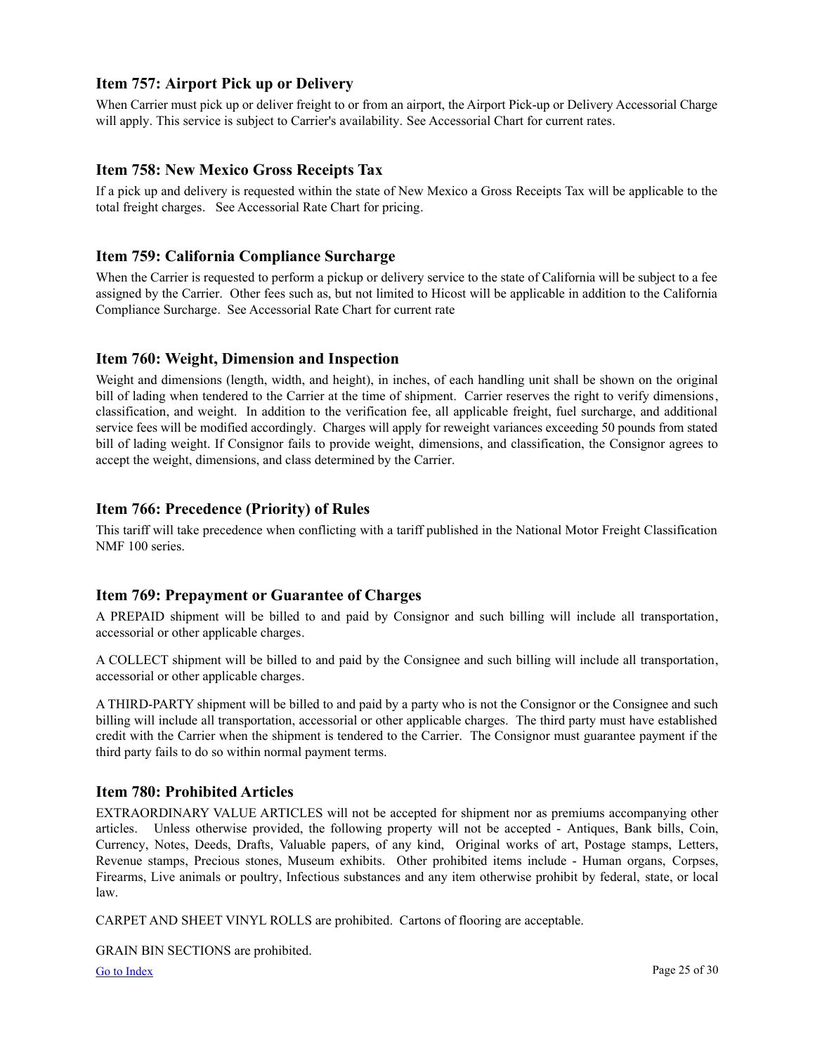## Item 757: Airport Pick up or Delivery

When Carrier must pick up or deliver freight to or from an airport, the Airport Pick-up or Delivery Accessorial Charge will apply. This service is subject to Carrier's availability. See Accessorial Chart for current rates.

## Item 758: New Mexico Gross Receipts Tax

If a pick up and delivery is requested within the state of New Mexico a Gross Receipts Tax will be applicable to the total freight charges. See Accessorial Rate Chart for pricing.

## Item 759: California Compliance Surcharge

When the Carrier is requested to perform a pickup or delivery service to the state of California will be subject to a fee assigned by the Carrier. Other fees such as, but not limited to Hicost will be applicable in addition to the California Compliance Surcharge. See Accessorial Rate Chart for current rate

## Item 760: Weight, Dimension and Inspection

Weight and dimensions (length, width, and height), in inches, of each handling unit shall be shown on the original bill of lading when tendered to the Carrier at the time of shipment. Carrier reserves the right to verify dimensions, classification, and weight. In addition to the verification fee, all applicable freight, fuel surcharge, and additional service fees will be modified accordingly. Charges will apply for reweight variances exceeding 50 pounds from stated bill of lading weight. If Consignor fails to provide weight, dimensions, and classification, the Consignor agrees to accept the weight, dimensions, and class determined by the Carrier.

## Item 766: Precedence (Priority) of Rules

This tariff will take precedence when conflicting with a tariff published in the National Motor Freight Classification NMF 100 series.

## Item 769: Prepayment or Guarantee of Charges

A PREPAID shipment will be billed to and paid by Consignor and such billing will include all transportation, accessorial or other applicable charges.

A COLLECT shipment will be billed to and paid by the Consignee and such billing will include all transportation, accessorial or other applicable charges.

A THIRD-PARTY shipment will be billed to and paid by a party who is not the Consignor or the Consignee and such billing will include all transportation, accessorial or other applicable charges. The third party must have established credit with the Carrier when the shipment is tendered to the Carrier. The Consignor must guarantee payment if the third party fails to do so within normal payment terms.

## Item 780: Prohibited Articles

EXTRAORDINARY VALUE ARTICLES will not be accepted for shipment nor as premiums accompanying other articles. Unless otherwise provided, the following property will not be accepted - Antiques, Bank bills, Coin, Currency, Notes, Deeds, Drafts, Valuable papers, of any kind, Original works of art, Postage stamps, Letters, Revenue stamps, Precious stones, Museum exhibits. Other prohibited items include - Human organs, Corpses, Firearms, Live animals or poultry, Infectious substances and any item otherwise prohibit by federal, state, or local law.

CARPET AND SHEET VINYL ROLLS are prohibited. Cartons of flooring are acceptable.

GRAIN BIN SECTIONS are prohibited.

[Go to Index]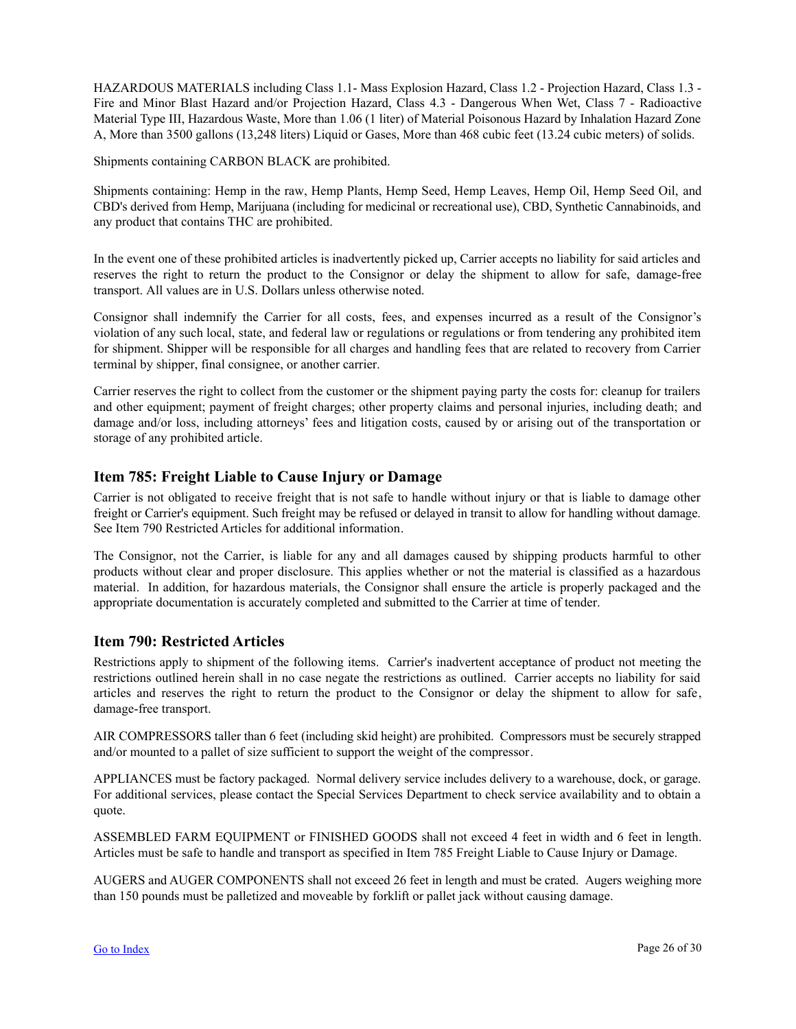HAZARDOUS MATERIALS including Class 1.1- Mass Explosion Hazard, Class 1.2 - Projection Hazard, Class 1.3 - Fire and Minor Blast Hazard and/or Projection Hazard, Class 4.3 - Dangerous When Wet, Class 7 - Radioactive Material Type III, Hazardous Waste, More than 1.06 (1 liter) of Material Poisonous Hazard by Inhalation Hazard Zone A, More than 3500 gallons (13,248 liters) Liquid or Gases, More than 468 cubic feet (13.24 cubic meters) of solids.

Shipments containing CARBON BLACK are prohibited.

Shipments containing: Hemp in the raw, Hemp Plants, Hemp Seed, Hemp Leaves, Hemp Oil, Hemp Seed Oil, and CBD's derived from Hemp, Marijuana (including for medicinal or recreational use), CBD, Synthetic Cannabinoids, and any product that contains THC are prohibited.

In the event one of these prohibited articles is inadvertently picked up, Carrier accepts no liability for said articles and reserves the right to return the product to the Consignor or delay the shipment to allow for safe, damage-free transport. All values are in U.S. Dollars unless otherwise noted.

Consignor shall indemnify the Carrier for all costs, fees, and expenses incurred as a result of the Consignor's violation of any such local, state, and federal law or regulations or regulations or from tendering any prohibited item for shipment. Shipper will be responsible for all charges and handling fees that are related to recovery from Carrier terminal by shipper, final consignee, or another carrier.

Carrier reserves the right to collect from the customer or the shipment paying party the costs for: cleanup for trailers and other equipment; payment of freight charges; other property claims and personal injuries, including death; and damage and/or loss, including attorneys' fees and litigation costs, caused by or arising out of the transportation or storage of any prohibited article.

## Item 785: Freight Liable to Cause Injury or Damage

Carrier is not obligated to receive freight that is not safe to handle without injury or that is liable to damage other freight or Carrier's equipment. Such freight may be refused or delayed in transit to allow for handling without damage. See Item 790 Restricted Articles for additional information.

The Consignor, not the Carrier, is liable for any and all damages caused by shipping products harmful to other products without clear and proper disclosure. This applies whether or not the material is classified as a hazardous material. In addition, for hazardous materials, the Consignor shall ensure the article is properly packaged and the appropriate documentation is accurately completed and submitted to the Carrier at time of tender.

## Item 790: Restricted Articles

Restrictions apply to shipment of the following items. Carrier's inadvertent acceptance of product not meeting the restrictions outlined herein shall in no case negate the restrictions as outlined. Carrier accepts no liability for said articles and reserves the right to return the product to the Consignor or delay the shipment to allow for safe, damage-free transport.

AIR COMPRESSORS taller than 6 feet (including skid height) are prohibited. Compressors must be securely strapped and/or mounted to a pallet of size sufficient to support the weight of the compressor.

APPLIANCES must be factory packaged. Normal delivery service includes delivery to a warehouse, dock, or garage. For additional services, please contact the Special Services Department to check service availability and to obtain a quote.

ASSEMBLED FARM EQUIPMENT or FINISHED GOODS shall not exceed 4 feet in width and 6 feet in length. Articles must be safe to handle and transport as specified in Item 785 Freight Liable to Cause Injury or Damage.

AUGERS and AUGER COMPONENTS shall not exceed 26 feet in length and must be crated. Augers weighing more than 150 pounds must be palletized and moveable by forklift or pallet jack without causing damage.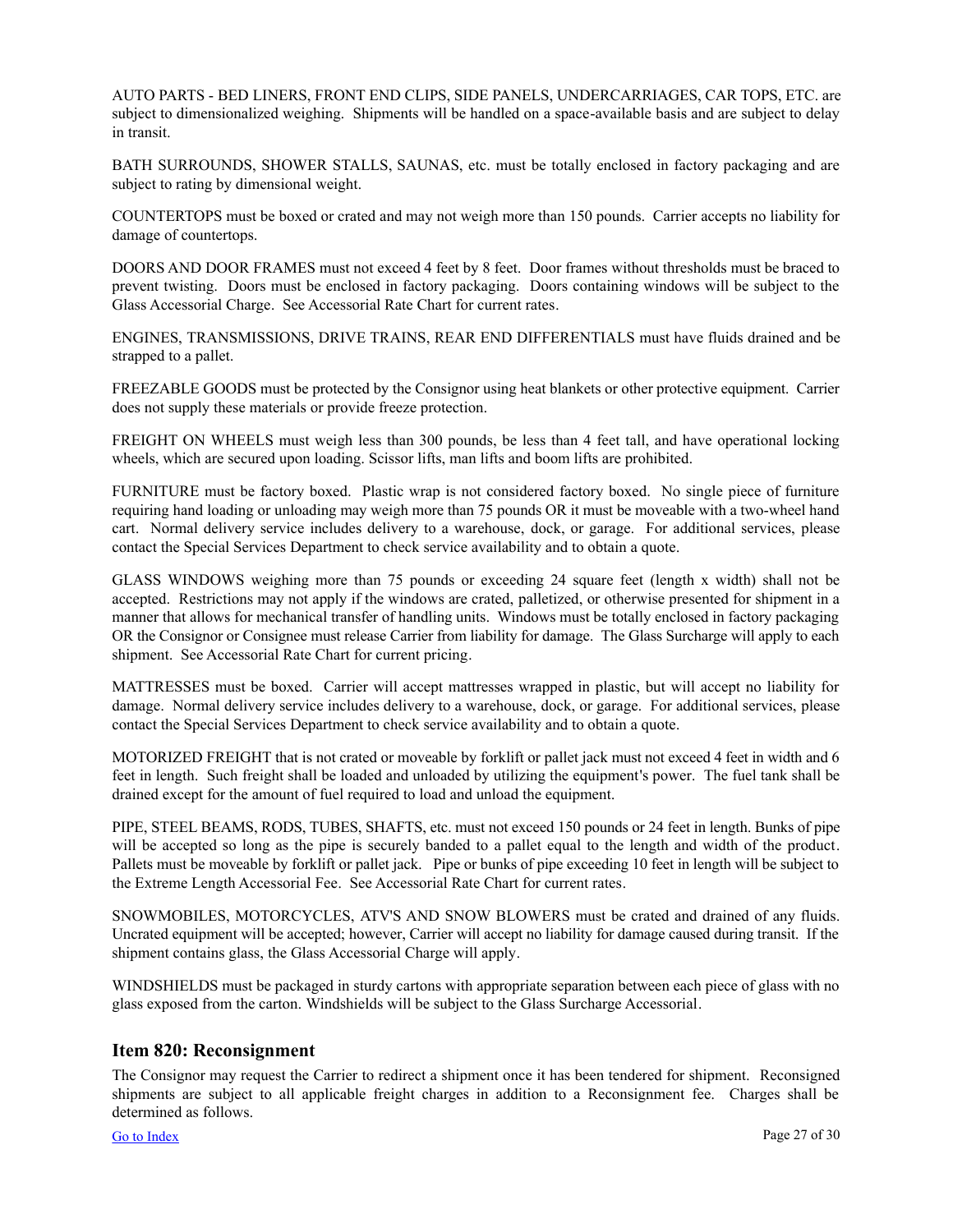AUTO PARTS - BED LINERS, FRONT END CLIPS, SIDE PANELS, UNDERCARRIAGES, CAR TOPS, ETC. are subject to dimensionalized weighing. Shipments will be handled on a space-available basis and are subject to delay in transit.

BATH SURROUNDS, SHOWER STALLS, SAUNAS, etc. must be totally enclosed in factory packaging and are subject to rating by dimensional weight.

COUNTERTOPS must be boxed or crated and may not weigh more than 150 pounds. Carrier accepts no liability for damage of countertops.

DOORS AND DOOR FRAMES must not exceed 4 feet by 8 feet. Door frames without thresholds must be braced to prevent twisting. Doors must be enclosed in factory packaging. Doors containing windows will be subject to the Glass Accessorial Charge. See Accessorial Rate Chart for current rates.

ENGINES, TRANSMISSIONS, DRIVE TRAINS, REAR END DIFFERENTIALS must have fluids drained and be strapped to a pallet.

FREEZABLE GOODS must be protected by the Consignor using heat blankets or other protective equipment. Carrier does not supply these materials or provide freeze protection.

FREIGHT ON WHEELS must weigh less than 300 pounds, be less than 4 feet tall, and have operational locking wheels, which are secured upon loading. Scissor lifts, man lifts and boom lifts are prohibited.

FURNITURE must be factory boxed. Plastic wrap is not considered factory boxed. No single piece of furniture requiring hand loading or unloading may weigh more than 75 pounds OR it must be moveable with a two-wheel hand cart. Normal delivery service includes delivery to a warehouse, dock, or garage. For additional services, please contact the Special Services Department to check service availability and to obtain a quote.

GLASS WINDOWS weighing more than 75 pounds or exceeding 24 square feet (length x width) shall not be accepted. Restrictions may not apply if the windows are crated, palletized, or otherwise presented for shipment in a manner that allows for mechanical transfer of handling units. Windows must be totally enclosed in factory packaging OR the Consignor or Consignee must release Carrier from liability for damage. The Glass Surcharge will apply to each shipment. See Accessorial Rate Chart for current pricing.

MATTRESSES must be boxed. Carrier will accept mattresses wrapped in plastic, but will accept no liability for damage. Normal delivery service includes delivery to a warehouse, dock, or garage. For additional services, please contact the Special Services Department to check service availability and to obtain a quote.

MOTORIZED FREIGHT that is not crated or moveable by forklift or pallet jack must not exceed 4 feet in width and 6 feet in length. Such freight shall be loaded and unloaded by utilizing the equipment's power. The fuel tank shall be drained except for the amount of fuel required to load and unload the equipment.

PIPE, STEEL BEAMS, RODS, TUBES, SHAFTS, etc. must not exceed 150 pounds or 24 feet in length. Bunks of pipe will be accepted so long as the pipe is securely banded to a pallet equal to the length and width of the product. Pallets must be moveable by forklift or pallet jack. Pipe or bunks of pipe exceeding 10 feet in length will be subject to the Extreme Length Accessorial Fee. See Accessorial Rate Chart for current rates.

SNOWMOBILES, MOTORCYCLES, ATV'S AND SNOW BLOWERS must be crated and drained of any fluids. Uncrated equipment will be accepted; however, Carrier will accept no liability for damage caused during transit. If the shipment contains glass, the Glass Accessorial Charge will apply.

WINDSHIELDS must be packaged in sturdy cartons with appropriate separation between each piece of glass with no glass exposed from the carton. Windshields will be subject to the Glass Surcharge Accessorial.

## Item 820: Reconsignment

The Consignor may request the Carrier to redirect a shipment once it has been tendered for shipment. Reconsigned shipments are subject to all applicable freight charges in addition to a Reconsignment fee. Charges shall be determined as follows.

[Go to Index]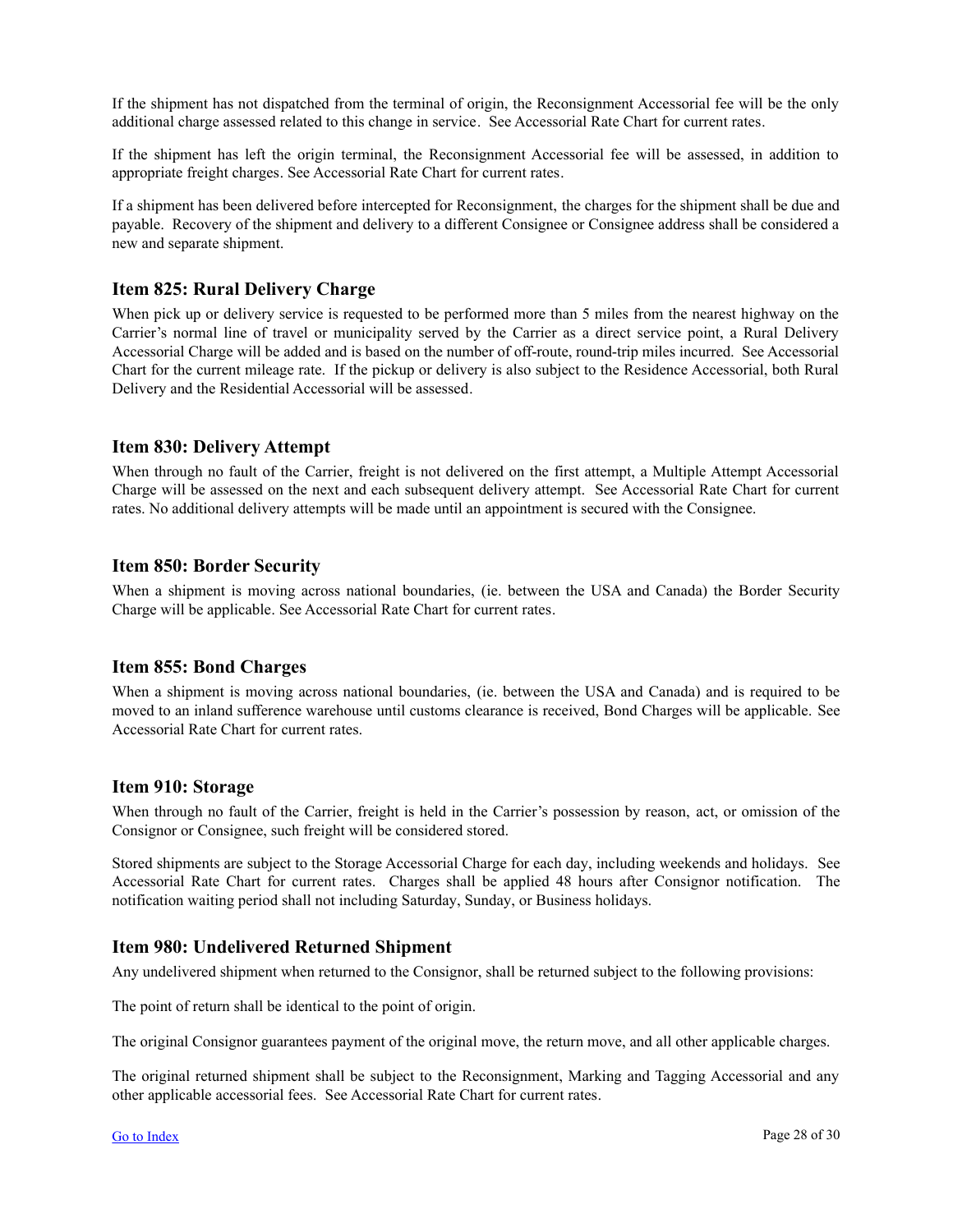If the shipment has not dispatched from the terminal of origin, the Reconsignment Accessorial fee will be the only additional charge assessed related to this change in service. See Accessorial Rate Chart for current rates.

If the shipment has left the origin terminal, the Reconsignment Accessorial fee will be assessed, in addition to appropriate freight charges. See Accessorial Rate Chart for current rates.

If a shipment has been delivered before intercepted for Reconsignment, the charges for the shipment shall be due and payable. Recovery of the shipment and delivery to a different Consignee or Consignee address shall be considered a new and separate shipment.

## Item 825: Rural Delivery Charge

When pick up or delivery service is requested to be performed more than 5 miles from the nearest highway on the Carrier's normal line of travel or municipality served by the Carrier as a direct service point, a Rural Delivery Accessorial Charge will be added and is based on the number of off-route, round-trip miles incurred. See Accessorial Chart for the current mileage rate. If the pickup or delivery is also subject to the Residence Accessorial, both Rural Delivery and the Residential Accessorial will be assessed.

## Item 830: Delivery Attempt

When through no fault of the Carrier, freight is not delivered on the first attempt, a Multiple Attempt Accessorial Charge will be assessed on the next and each subsequent delivery attempt. See Accessorial Rate Chart for current rates. No additional delivery attempts will be made until an appointment is secured with the Consignee.

## Item 850: Border Security

When a shipment is moving across national boundaries, (ie. between the USA and Canada) the Border Security Charge will be applicable. See Accessorial Rate Chart for current rates.

## Item 855: Bond Charges

When a shipment is moving across national boundaries, (ie. between the USA and Canada) and is required to be moved to an inland sufference warehouse until customs clearance is received, Bond Charges will be applicable. See Accessorial Rate Chart for current rates.

## Item 910: Storage

When through no fault of the Carrier, freight is held in the Carrier's possession by reason, act, or omission of the Consignor or Consignee, such freight will be considered stored.

Stored shipments are subject to the Storage Accessorial Charge for each day, including weekends and holidays. See Accessorial Rate Chart for current rates. Charges shall be applied 48 hours after Consignor notification. The notification waiting period shall not including Saturday, Sunday, or Business holidays.

## Item 980: Undelivered Returned Shipment

Any undelivered shipment when returned to the Consignor, shall be returned subject to the following provisions:

The point of return shall be identical to the point of origin.

The original Consignor guarantees payment of the original move, the return move, and all other applicable charges.

The original returned shipment shall be subject to the Reconsignment, Marking and Tagging Accessorial and any other applicable accessorial fees. See Accessorial Rate Chart for current rates.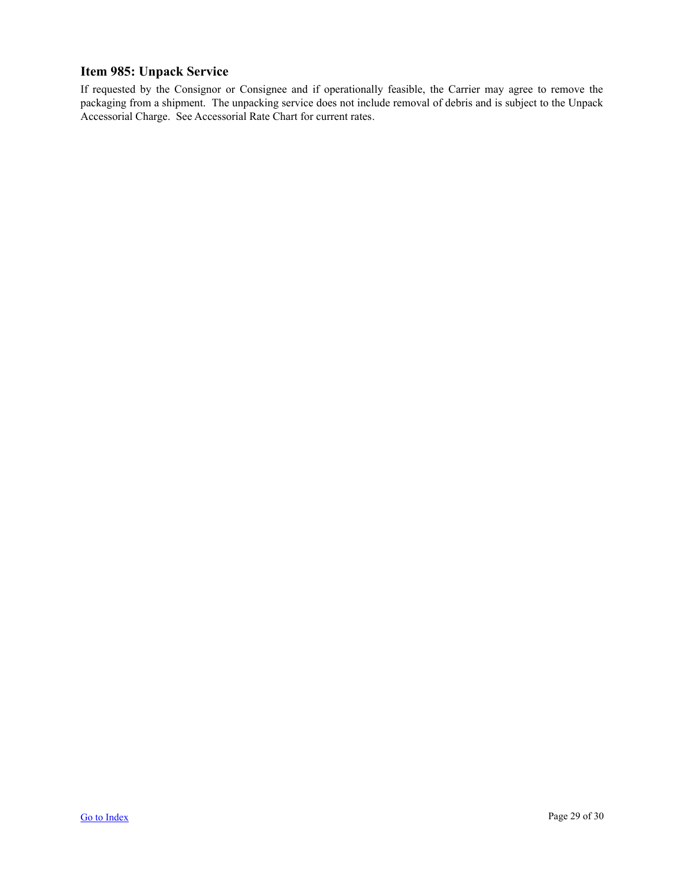### Item 985: Unpack Service

If requested by the Consignor or Consignee and if operationally feasible, the Carrier may agree to remove the packaging from a shipment. The unpacking service does not include removal of debris and is subject to the Unpack Accessorial Charge. See Accessorial Rate Chart for current rates.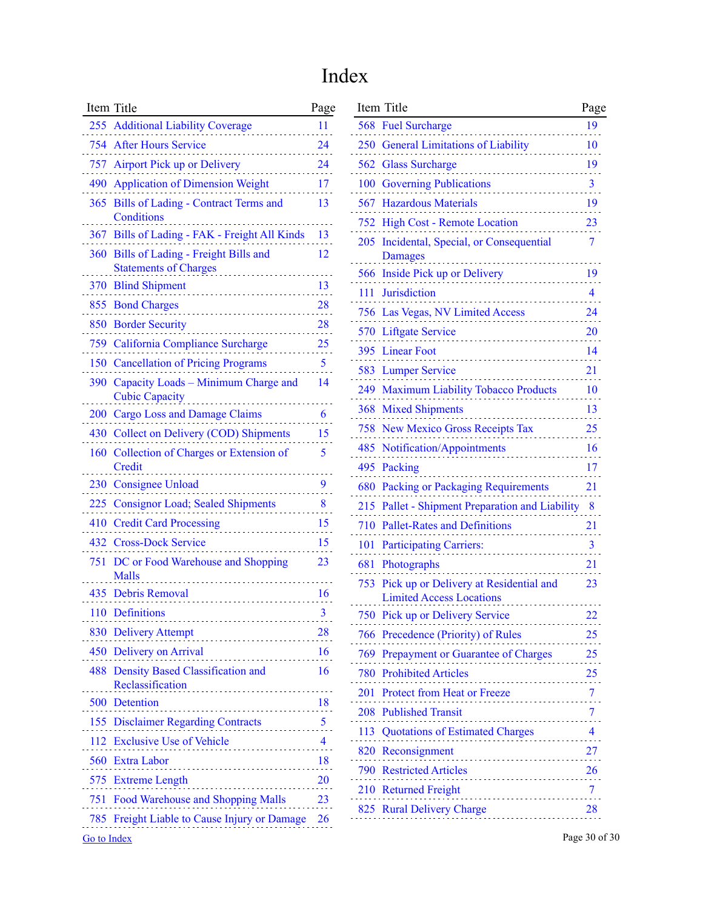# Index

| Item | Title | Page |
| --- | --- | --- |
| 255 | Additional Liability Coverage | 11 |
| 754 | After Hours Service | 24 |
| 757 | Airport Pick up or Delivery | 24 |
| 490 | Application of Dimension Weight | 17 |
| 365 | Bills of Lading - Contract Terms and Conditions | 13 |
| 367 | Bills of Lading - FAK - Freight All Kinds | 13 |
| 360 | Bills of Lading - Freight Bills and Statements of Charges | 12 |
| 370 | Blind Shipment | 13 |
| 855 | Bond Charges | 28 |
| 850 | Border Security | 28 |
| 759 | California Compliance Surcharge | 25 |
| 150 | Cancellation of Pricing Programs | 5 |
| 390 | Capacity Loads – Minimum Charge and Cubic Capacity | 14 |
| 200 | Cargo Loss and Damage Claims | 6 |
| 430 | Collect on Delivery (COD) Shipments | 15 |
| 160 | Collection of Charges or Extension of Credit | 5 |
| 230 | Consignee Unload | 9 |
| 225 | Consignor Load; Sealed Shipments | 8 |
| 410 | Credit Card Processing | 15 |
| 432 | Cross-Dock Service | 15 |
| 751 | DC or Food Warehouse and Shopping Malls | 23 |
| 435 | Debris Removal | 16 |
| 110 | Definitions | 3 |
| 830 | Delivery Attempt | 28 |
| 450 | Delivery on Arrival | 16 |
| 488 | Density Based Classification and Reclassification | 16 |
| 500 | Detention | 18 |
| 155 | Disclaimer Regarding Contracts | 5 |
| 112 | Exclusive Use of Vehicle | 4 |
| 560 | Extra Labor | 18 |
| 575 | Extreme Length | 20 |
| 751 | Food Warehouse and Shopping Malls | 23 |
| 785 | Freight Liable to Cause Injury or Damage | 26 |
| 568 | Fuel Surcharge | 19 |
| 250 | General Limitations of Liability | 10 |
| 562 | Glass Surcharge | 19 |
| 100 | Governing Publications | 3 |
| 567 | Hazardous Materials | 19 |
| 752 | High Cost - Remote Location | 23 |
| 205 | Incidental, Special, or Consequential Damages | 7 |
| 566 | Inside Pick up or Delivery | 19 |
| 111 | Jurisdiction | 4 |
| 756 | Las Vegas, NV Limited Access | 24 |
| 570 | Liftgate Service | 20 |
| 395 | Linear Foot | 14 |
| 583 | Lumper Service | 21 |
| 249 | Maximum Liability Tobacco Products | 10 |
| 368 | Mixed Shipments | 13 |
| 758 | New Mexico Gross Receipts Tax | 25 |
| 485 | Notification/Appointments | 16 |
| 495 | Packing | 17 |
| 680 | Packing or Packaging Requirements | 21 |
| 215 | Pallet - Shipment Preparation and Liability | 8 |
| 710 | Pallet-Rates and Definitions | 21 |
| 101 | Participating Carriers: | 3 |
| 681 | Photographs | 21 |
| 753 | Pick up or Delivery at Residential and Limited Access Locations | 23 |
| 750 | Pick up or Delivery Service | 22 |
| 766 | Precedence (Priority) of Rules | 25 |
| 769 | Prepayment or Guarantee of Charges | 25 |
| 780 | Prohibited Articles | 25 |
| 201 | Protect from Heat or Freeze | 7 |
| 208 | Published Transit | 7 |
| 113 | Quotations of Estimated Charges | 4 |
| 820 | Reconsignment | 27 |
| 790 | Restricted Articles | 26 |
| 210 | Returned Freight | 7 |
| 825 | Rural Delivery Charge | 28 |

Go to Index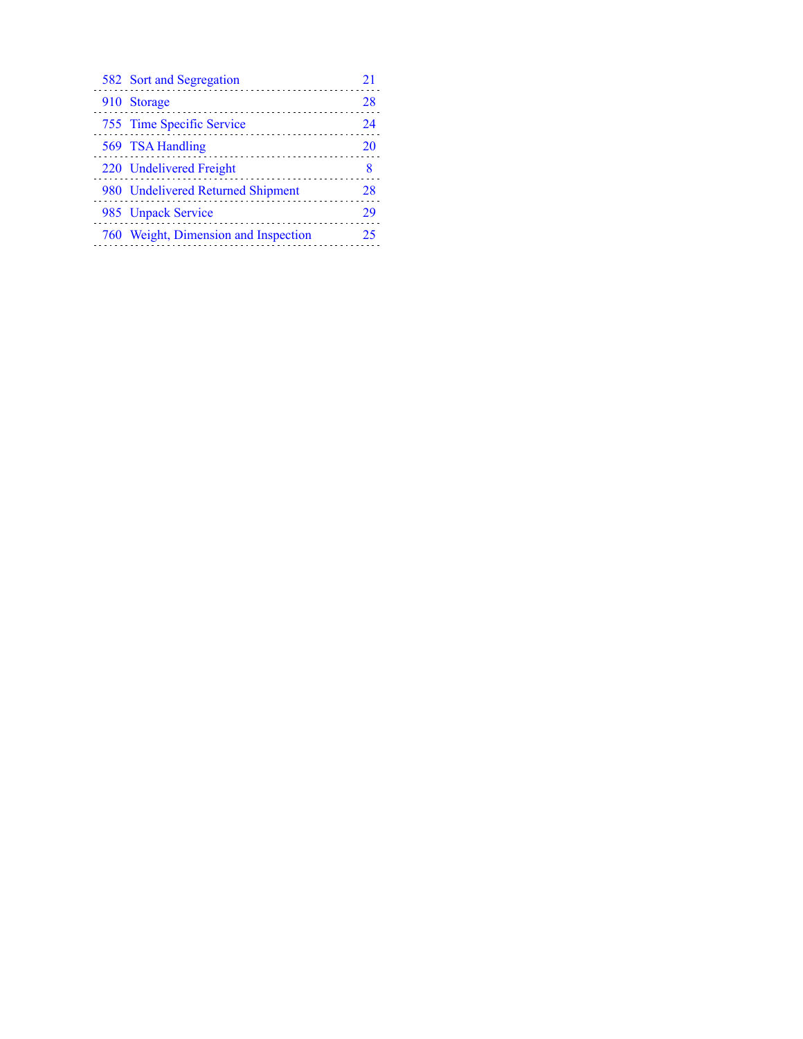| | | |
|---|---|---|
| 582 | Sort and Segregation | 21 |
| 910 | Storage | 28 |
| 755 | Time Specific Service | 24 |
| 569 | TSA Handling | 20 |
| 220 | Undelivered Freight | 8 |
| 980 | Undelivered Returned Shipment | 28 |
| 985 | Unpack Service | 29 |
| 760 | Weight, Dimension and Inspection | 25 |